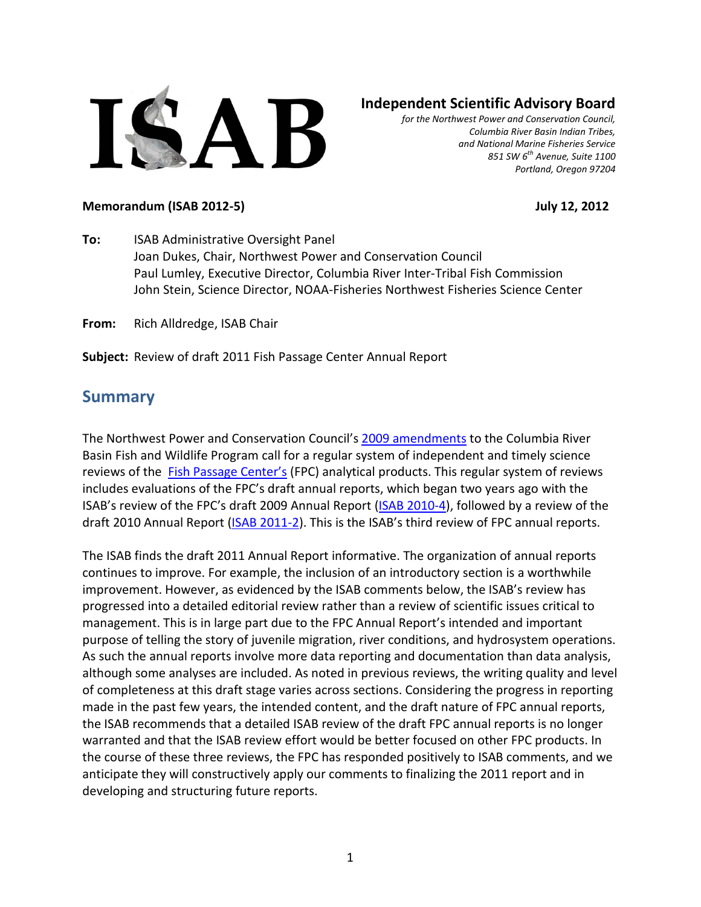ISAB

**Independent Scientific Advisory Board**

*for the Northwest Power and Conservation Council,*
*Columbia River Basin Indian Tribes,*
*and National Marine Fisheries Service*
*851 SW 6th Avenue, Suite 1100*
*Portland, Oregon 97204*

**Memorandum (ISAB 2012-5)** **July 12, 2012**

**To:** ISAB Administrative Oversight Panel
Joan Dukes, Chair, Northwest Power and Conservation Council
Paul Lumley, Executive Director, Columbia River Inter-Tribal Fish Commission
John Stein, Science Director, NOAA-Fisheries Northwest Fisheries Science Center

**From:** Rich Alldredge, ISAB Chair

**Subject:** Review of draft 2011 Fish Passage Center Annual Report

## Summary

The Northwest Power and Conservation Council's 2009 amendments to the Columbia River Basin Fish and Wildlife Program call for a regular system of independent and timely science reviews of the Fish Passage Center's (FPC) analytical products. This regular system of reviews includes evaluations of the FPC's draft annual reports, which began two years ago with the ISAB's review of the FPC's draft 2009 Annual Report (ISAB 2010-4), followed by a review of the draft 2010 Annual Report (ISAB 2011-2). This is the ISAB's third review of FPC annual reports.

The ISAB finds the draft 2011 Annual Report informative. The organization of annual reports continues to improve. For example, the inclusion of an introductory section is a worthwhile improvement. However, as evidenced by the ISAB comments below, the ISAB's review has progressed into a detailed editorial review rather than a review of scientific issues critical to management. This is in large part due to the FPC Annual Report's intended and important purpose of telling the story of juvenile migration, river conditions, and hydrosystem operations. As such the annual reports involve more data reporting and documentation than data analysis, although some analyses are included. As noted in previous reviews, the writing quality and level of completeness at this draft stage varies across sections. Considering the progress in reporting made in the past few years, the intended content, and the draft nature of FPC annual reports, the ISAB recommends that a detailed ISAB review of the draft FPC annual reports is no longer warranted and that the ISAB review effort would be better focused on other FPC products. In the course of these three reviews, the FPC has responded positively to ISAB comments, and we anticipate they will constructively apply our comments to finalizing the 2011 report and in developing and structuring future reports.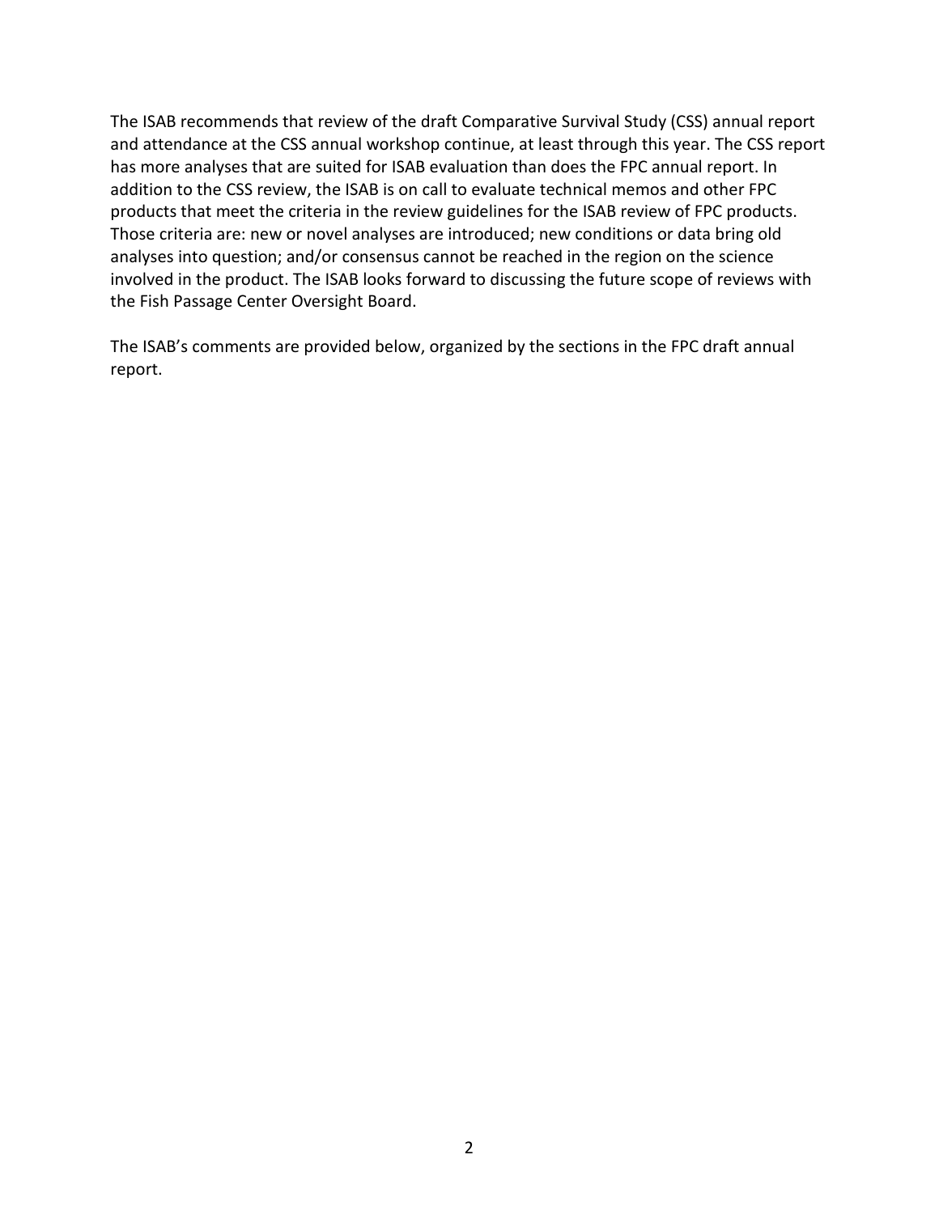The ISAB recommends that review of the draft Comparative Survival Study (CSS) annual report and attendance at the CSS annual workshop continue, at least through this year. The CSS report has more analyses that are suited for ISAB evaluation than does the FPC annual report. In addition to the CSS review, the ISAB is on call to evaluate technical memos and other FPC products that meet the criteria in the review guidelines for the ISAB review of FPC products. Those criteria are: new or novel analyses are introduced; new conditions or data bring old analyses into question; and/or consensus cannot be reached in the region on the science involved in the product. The ISAB looks forward to discussing the future scope of reviews with the Fish Passage Center Oversight Board.

The ISAB's comments are provided below, organized by the sections in the FPC draft annual report.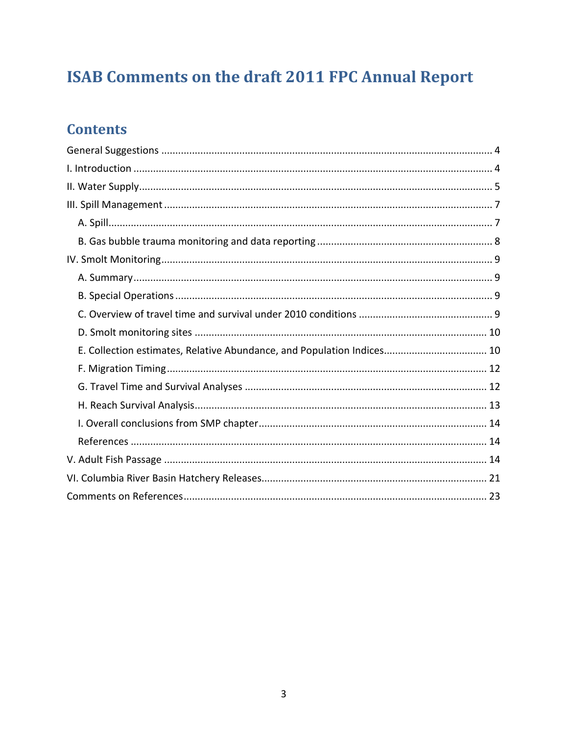# ISAB Comments on the draft 2011 FPC Annual Report

## Contents

General Suggestions ........ 4
I. Introduction ........ 4
II. Water Supply ........ 5
III. Spill Management ........ 7
  A. Spill ........ 7
  B. Gas bubble trauma monitoring and data reporting ........ 8
IV. Smolt Monitoring ........ 9
  A. Summary ........ 9
  B. Special Operations ........ 9
  C. Overview of travel time and survival under 2010 conditions ........ 9
  D. Smolt monitoring sites ........ 10
  E. Collection estimates, Relative Abundance, and Population Indices ........ 10
  F. Migration Timing ........ 12
  G. Travel Time and Survival Analyses ........ 12
  H. Reach Survival Analysis ........ 13
  I. Overall conclusions from SMP chapter ........ 14
  References ........ 14
V. Adult Fish Passage ........ 14
VI. Columbia River Basin Hatchery Releases ........ 21
Comments on References ........ 23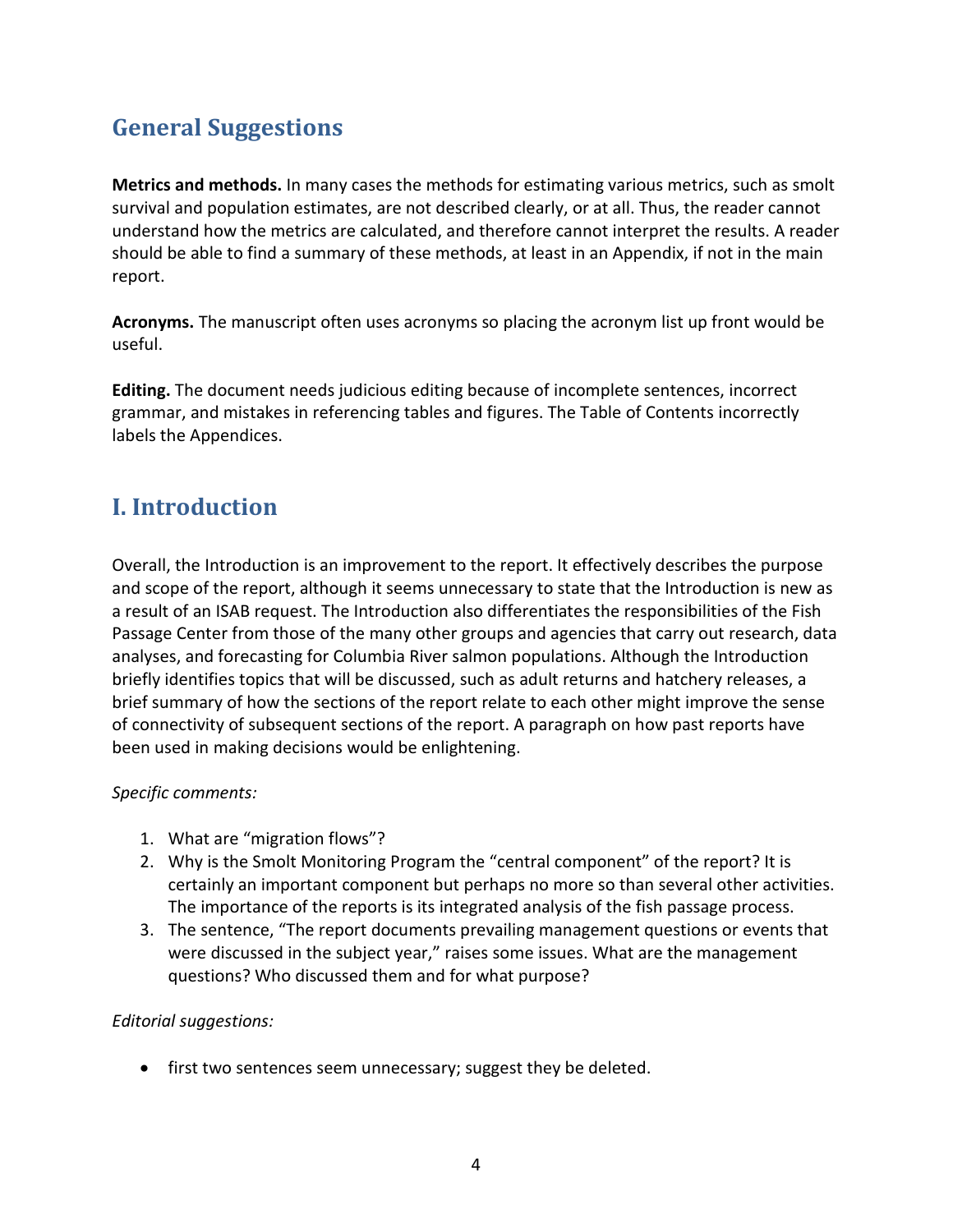## General Suggestions

**Metrics and methods.** In many cases the methods for estimating various metrics, such as smolt survival and population estimates, are not described clearly, or at all. Thus, the reader cannot understand how the metrics are calculated, and therefore cannot interpret the results. A reader should be able to find a summary of these methods, at least in an Appendix, if not in the main report.

**Acronyms.** The manuscript often uses acronyms so placing the acronym list up front would be useful.

**Editing.** The document needs judicious editing because of incomplete sentences, incorrect grammar, and mistakes in referencing tables and figures. The Table of Contents incorrectly labels the Appendices.

## I. Introduction

Overall, the Introduction is an improvement to the report. It effectively describes the purpose and scope of the report, although it seems unnecessary to state that the Introduction is new as a result of an ISAB request. The Introduction also differentiates the responsibilities of the Fish Passage Center from those of the many other groups and agencies that carry out research, data analyses, and forecasting for Columbia River salmon populations. Although the Introduction briefly identifies topics that will be discussed, such as adult returns and hatchery releases, a brief summary of how the sections of the report relate to each other might improve the sense of connectivity of subsequent sections of the report. A paragraph on how past reports have been used in making decisions would be enlightening.

*Specific comments:*

1. What are "migration flows"?
2. Why is the Smolt Monitoring Program the "central component" of the report? It is certainly an important component but perhaps no more so than several other activities. The importance of the reports is its integrated analysis of the fish passage process.
3. The sentence, "The report documents prevailing management questions or events that were discussed in the subject year," raises some issues. What are the management questions? Who discussed them and for what purpose?

*Editorial suggestions:*

- first two sentences seem unnecessary; suggest they be deleted.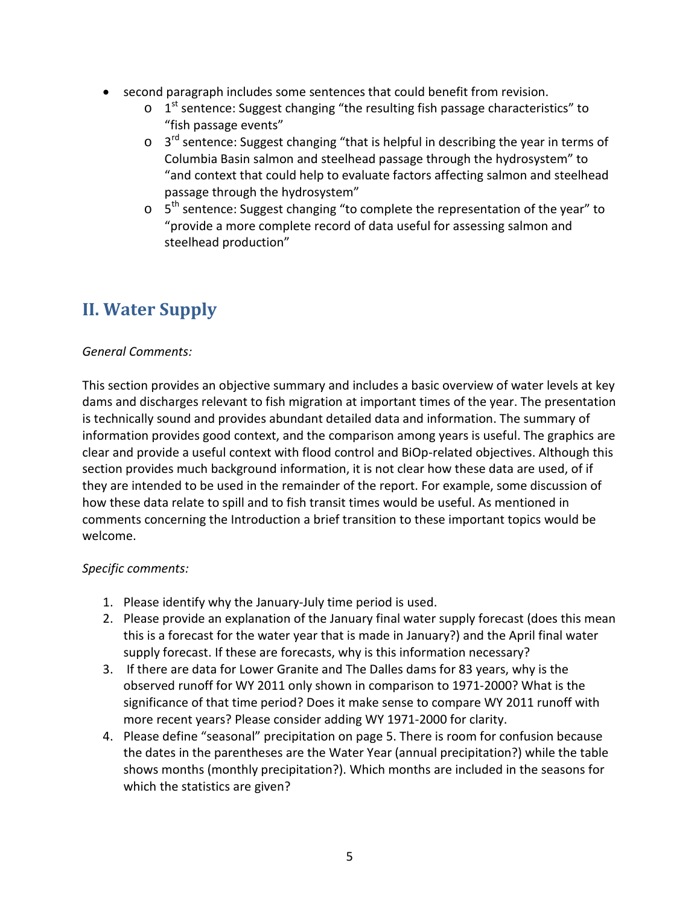- second paragraph includes some sentences that could benefit from revision.
  - 1st sentence: Suggest changing "the resulting fish passage characteristics" to "fish passage events"
  - 3rd sentence: Suggest changing "that is helpful in describing the year in terms of Columbia Basin salmon and steelhead passage through the hydrosystem" to "and context that could help to evaluate factors affecting salmon and steelhead passage through the hydrosystem"
  - 5th sentence: Suggest changing "to complete the representation of the year" to "provide a more complete record of data useful for assessing salmon and steelhead production"

## II. Water Supply

*General Comments:*

This section provides an objective summary and includes a basic overview of water levels at key dams and discharges relevant to fish migration at important times of the year. The presentation is technically sound and provides abundant detailed data and information. The summary of information provides good context, and the comparison among years is useful. The graphics are clear and provide a useful context with flood control and BiOp-related objectives. Although this section provides much background information, it is not clear how these data are used, of if they are intended to be used in the remainder of the report. For example, some discussion of how these data relate to spill and to fish transit times would be useful. As mentioned in comments concerning the Introduction a brief transition to these important topics would be welcome.

*Specific comments:*

1. Please identify why the January-July time period is used.
2. Please provide an explanation of the January final water supply forecast (does this mean this is a forecast for the water year that is made in January?) and the April final water supply forecast. If these are forecasts, why is this information necessary?
3. If there are data for Lower Granite and The Dalles dams for 83 years, why is the observed runoff for WY 2011 only shown in comparison to 1971-2000? What is the significance of that time period? Does it make sense to compare WY 2011 runoff with more recent years? Please consider adding WY 1971-2000 for clarity.
4. Please define "seasonal" precipitation on page 5. There is room for confusion because the dates in the parentheses are the Water Year (annual precipitation?) while the table shows months (monthly precipitation?). Which months are included in the seasons for which the statistics are given?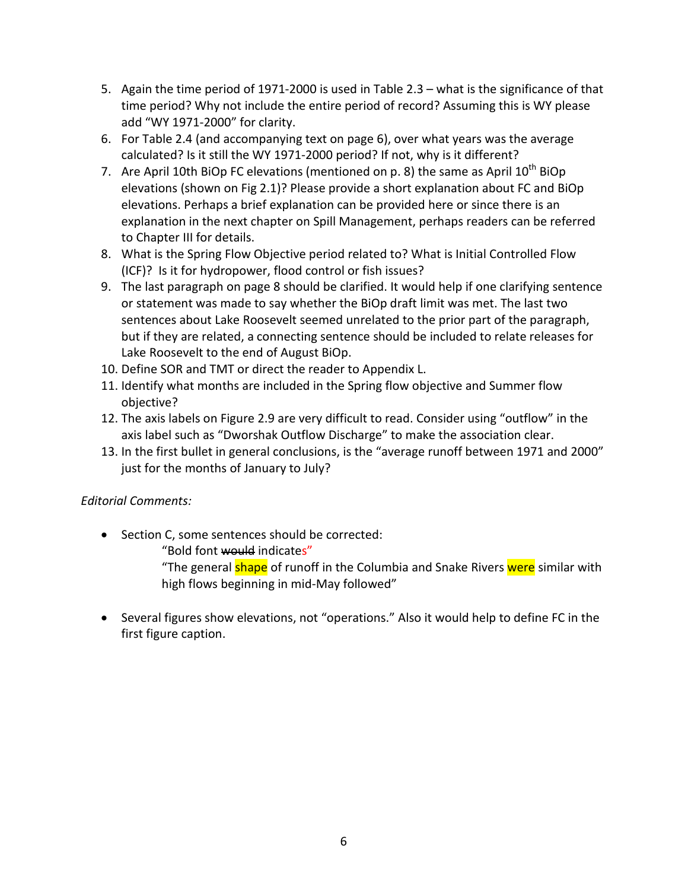5. Again the time period of 1971-2000 is used in Table 2.3 – what is the significance of that time period? Why not include the entire period of record? Assuming this is WY please add "WY 1971-2000" for clarity.
6. For Table 2.4 (and accompanying text on page 6), over what years was the average calculated? Is it still the WY 1971-2000 period? If not, why is it different?
7. Are April 10th BiOp FC elevations (mentioned on p. 8) the same as April 10th BiOp elevations (shown on Fig 2.1)? Please provide a short explanation about FC and BiOp elevations. Perhaps a brief explanation can be provided here or since there is an explanation in the next chapter on Spill Management, perhaps readers can be referred to Chapter III for details.
8. What is the Spring Flow Objective period related to? What is Initial Controlled Flow (ICF)? Is it for hydropower, flood control or fish issues?
9. The last paragraph on page 8 should be clarified. It would help if one clarifying sentence or statement was made to say whether the BiOp draft limit was met. The last two sentences about Lake Roosevelt seemed unrelated to the prior part of the paragraph, but if they are related, a connecting sentence should be included to relate releases for Lake Roosevelt to the end of August BiOp.
10. Define SOR and TMT or direct the reader to Appendix L.
11. Identify what months are included in the Spring flow objective and Summer flow objective?
12. The axis labels on Figure 2.9 are very difficult to read. Consider using "outflow" in the axis label such as "Dworshak Outflow Discharge" to make the association clear.
13. In the first bullet in general conclusions, is the "average runoff between 1971 and 2000" just for the months of January to July?

*Editorial Comments:*

- Section C, some sentences should be corrected:

  "Bold font ~~would~~ indicates"

  "The general shape of runoff in the Columbia and Snake Rivers were similar with high flows beginning in mid-May followed"

- Several figures show elevations, not "operations." Also it would help to define FC in the first figure caption.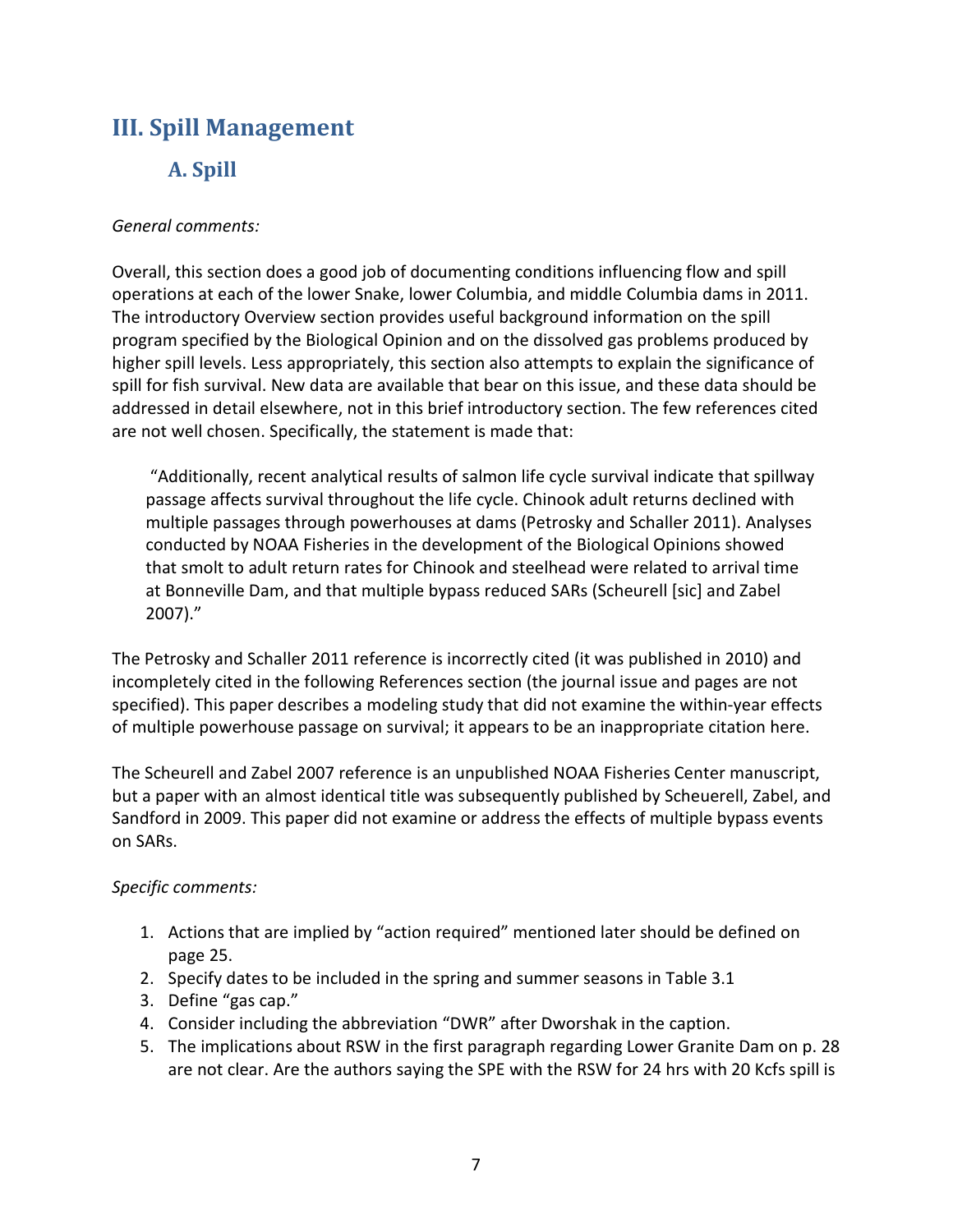# III. Spill Management

## A. Spill

*General comments:*

Overall, this section does a good job of documenting conditions influencing flow and spill operations at each of the lower Snake, lower Columbia, and middle Columbia dams in 2011. The introductory Overview section provides useful background information on the spill program specified by the Biological Opinion and on the dissolved gas problems produced by higher spill levels. Less appropriately, this section also attempts to explain the significance of spill for fish survival. New data are available that bear on this issue, and these data should be addressed in detail elsewhere, not in this brief introductory section. The few references cited are not well chosen. Specifically, the statement is made that:

> "Additionally, recent analytical results of salmon life cycle survival indicate that spillway passage affects survival throughout the life cycle. Chinook adult returns declined with multiple passages through powerhouses at dams (Petrosky and Schaller 2011). Analyses conducted by NOAA Fisheries in the development of the Biological Opinions showed that smolt to adult return rates for Chinook and steelhead were related to arrival time at Bonneville Dam, and that multiple bypass reduced SARs (Scheurell [sic] and Zabel 2007)."

The Petrosky and Schaller 2011 reference is incorrectly cited (it was published in 2010) and incompletely cited in the following References section (the journal issue and pages are not specified). This paper describes a modeling study that did not examine the within-year effects of multiple powerhouse passage on survival; it appears to be an inappropriate citation here.

The Scheurell and Zabel 2007 reference is an unpublished NOAA Fisheries Center manuscript, but a paper with an almost identical title was subsequently published by Scheuerell, Zabel, and Sandford in 2009. This paper did not examine or address the effects of multiple bypass events on SARs.

*Specific comments:*

1. Actions that are implied by "action required" mentioned later should be defined on page 25.
2. Specify dates to be included in the spring and summer seasons in Table 3.1
3. Define "gas cap."
4. Consider including the abbreviation "DWR" after Dworshak in the caption.
5. The implications about RSW in the first paragraph regarding Lower Granite Dam on p. 28 are not clear. Are the authors saying the SPE with the RSW for 24 hrs with 20 Kcfs spill is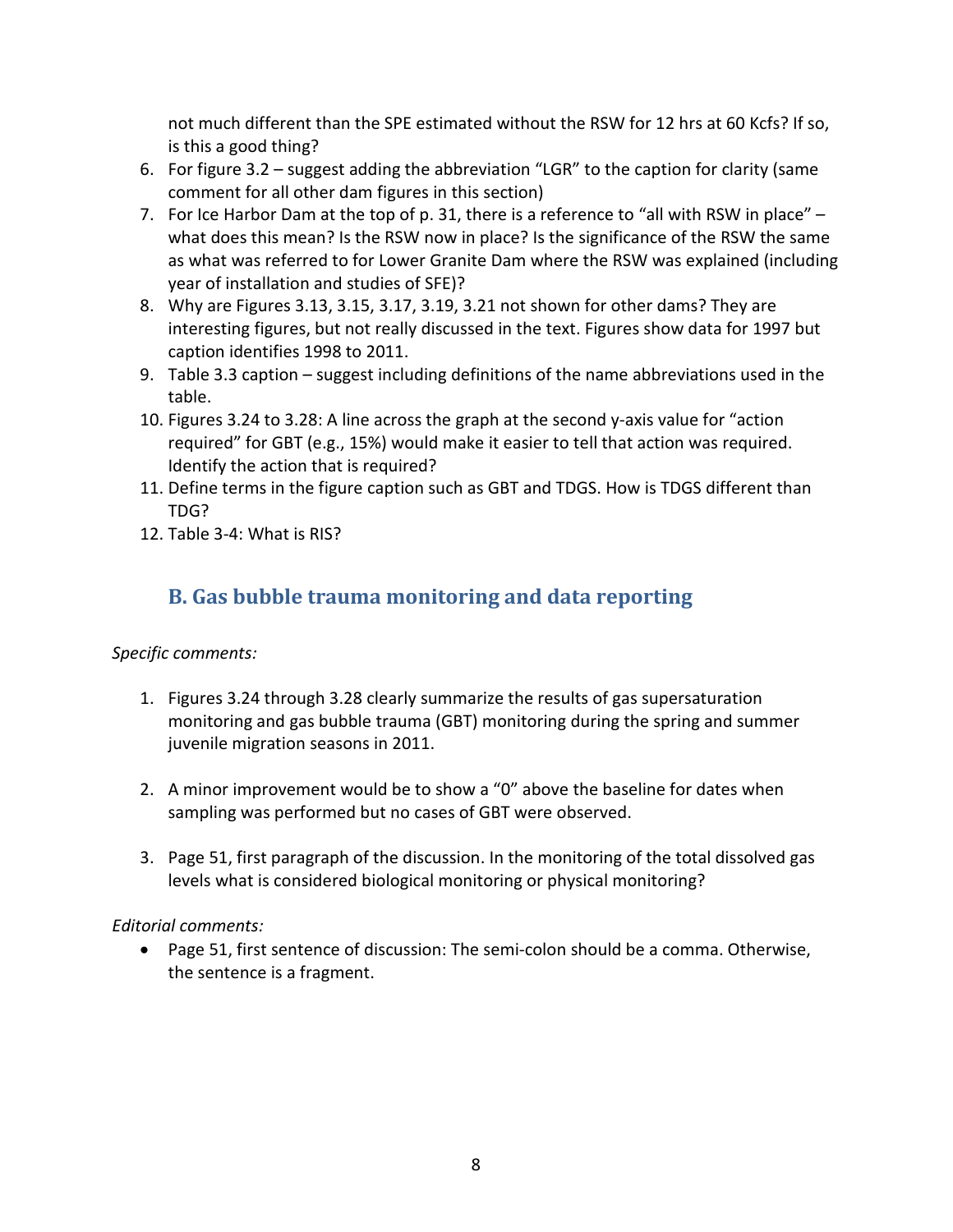not much different than the SPE estimated without the RSW for 12 hrs at 60 Kcfs? If so, is this a good thing?

6. For figure 3.2 – suggest adding the abbreviation "LGR" to the caption for clarity (same comment for all other dam figures in this section)
7. For Ice Harbor Dam at the top of p. 31, there is a reference to "all with RSW in place" – what does this mean? Is the RSW now in place? Is the significance of the RSW the same as what was referred to for Lower Granite Dam where the RSW was explained (including year of installation and studies of SFE)?
8. Why are Figures 3.13, 3.15, 3.17, 3.19, 3.21 not shown for other dams? They are interesting figures, but not really discussed in the text. Figures show data for 1997 but caption identifies 1998 to 2011.
9. Table 3.3 caption – suggest including definitions of the name abbreviations used in the table.
10. Figures 3.24 to 3.28: A line across the graph at the second y-axis value for "action required" for GBT (e.g., 15%) would make it easier to tell that action was required. Identify the action that is required?
11. Define terms in the figure caption such as GBT and TDGS. How is TDGS different than TDG?
12. Table 3-4: What is RIS?

## B. Gas bubble trauma monitoring and data reporting

*Specific comments:*

1. Figures 3.24 through 3.28 clearly summarize the results of gas supersaturation monitoring and gas bubble trauma (GBT) monitoring during the spring and summer juvenile migration seasons in 2011.

2. A minor improvement would be to show a "0" above the baseline for dates when sampling was performed but no cases of GBT were observed.

3. Page 51, first paragraph of the discussion. In the monitoring of the total dissolved gas levels what is considered biological monitoring or physical monitoring?

*Editorial comments:*

- Page 51, first sentence of discussion: The semi-colon should be a comma. Otherwise, the sentence is a fragment.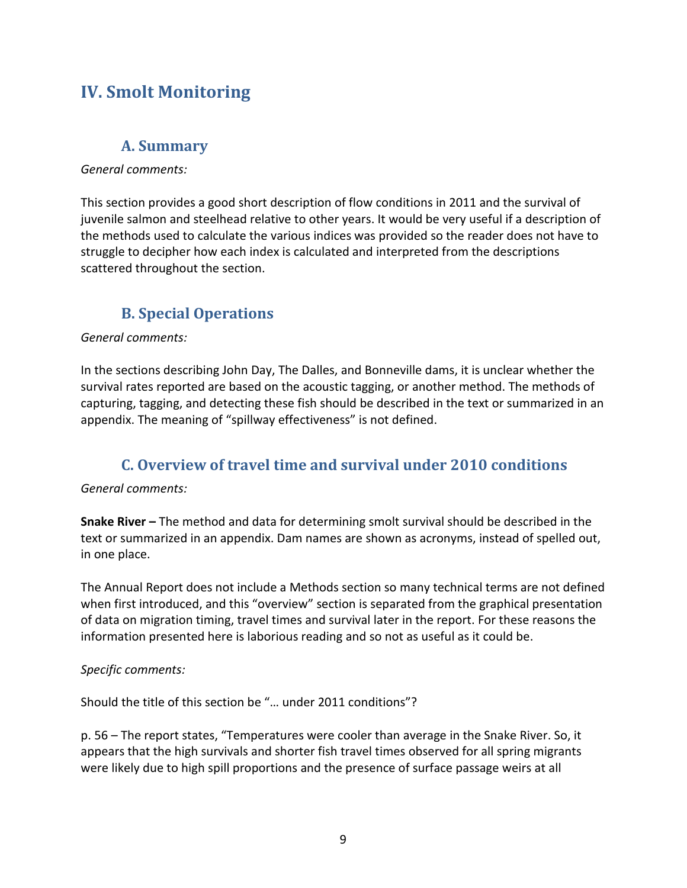# IV. Smolt Monitoring

## A. Summary

*General comments:*

This section provides a good short description of flow conditions in 2011 and the survival of juvenile salmon and steelhead relative to other years. It would be very useful if a description of the methods used to calculate the various indices was provided so the reader does not have to struggle to decipher how each index is calculated and interpreted from the descriptions scattered throughout the section.

## B. Special Operations

*General comments:*

In the sections describing John Day, The Dalles, and Bonneville dams, it is unclear whether the survival rates reported are based on the acoustic tagging, or another method. The methods of capturing, tagging, and detecting these fish should be described in the text or summarized in an appendix. The meaning of "spillway effectiveness" is not defined.

## C. Overview of travel time and survival under 2010 conditions

*General comments:*

**Snake River –** The method and data for determining smolt survival should be described in the text or summarized in an appendix. Dam names are shown as acronyms, instead of spelled out, in one place.

The Annual Report does not include a Methods section so many technical terms are not defined when first introduced, and this "overview" section is separated from the graphical presentation of data on migration timing, travel times and survival later in the report. For these reasons the information presented here is laborious reading and so not as useful as it could be.

*Specific comments:*

Should the title of this section be "… under 2011 conditions"?

p. 56 – The report states, "Temperatures were cooler than average in the Snake River. So, it appears that the high survivals and shorter fish travel times observed for all spring migrants were likely due to high spill proportions and the presence of surface passage weirs at all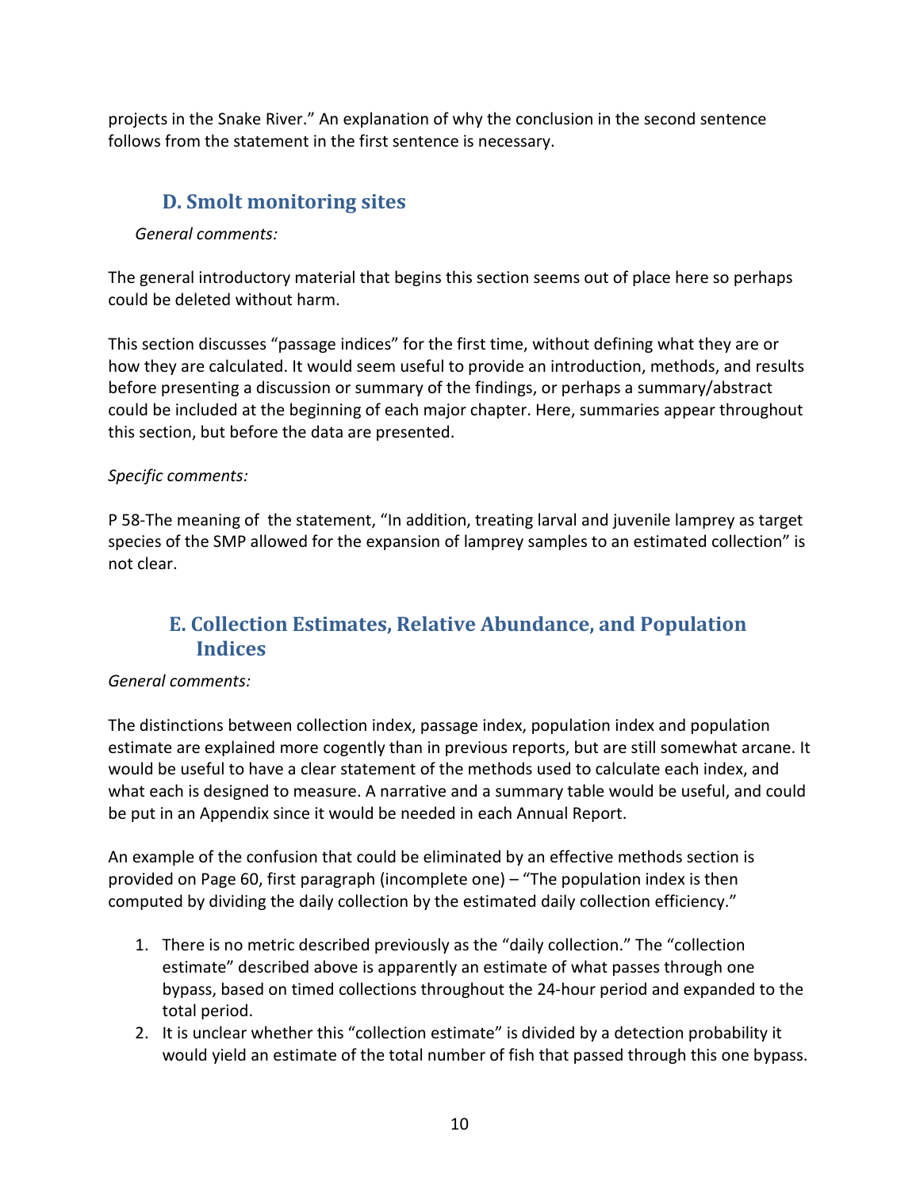projects in the Snake River." An explanation of why the conclusion in the second sentence follows from the statement in the first sentence is necessary.

## D. Smolt monitoring sites

*General comments:*

The general introductory material that begins this section seems out of place here so perhaps could be deleted without harm.

This section discusses "passage indices" for the first time, without defining what they are or how they are calculated. It would seem useful to provide an introduction, methods, and results before presenting a discussion or summary of the findings, or perhaps a summary/abstract could be included at the beginning of each major chapter. Here, summaries appear throughout this section, but before the data are presented.

*Specific comments:*

P 58-The meaning of the statement, "In addition, treating larval and juvenile lamprey as target species of the SMP allowed for the expansion of lamprey samples to an estimated collection" is not clear.

## E. Collection Estimates, Relative Abundance, and Population Indices

*General comments:*

The distinctions between collection index, passage index, population index and population estimate are explained more cogently than in previous reports, but are still somewhat arcane. It would be useful to have a clear statement of the methods used to calculate each index, and what each is designed to measure. A narrative and a summary table would be useful, and could be put in an Appendix since it would be needed in each Annual Report.

An example of the confusion that could be eliminated by an effective methods section is provided on Page 60, first paragraph (incomplete one) – "The population index is then computed by dividing the daily collection by the estimated daily collection efficiency."

1. There is no metric described previously as the "daily collection." The "collection estimate" described above is apparently an estimate of what passes through one bypass, based on timed collections throughout the 24-hour period and expanded to the total period.
2. It is unclear whether this "collection estimate" is divided by a detection probability it would yield an estimate of the total number of fish that passed through this one bypass.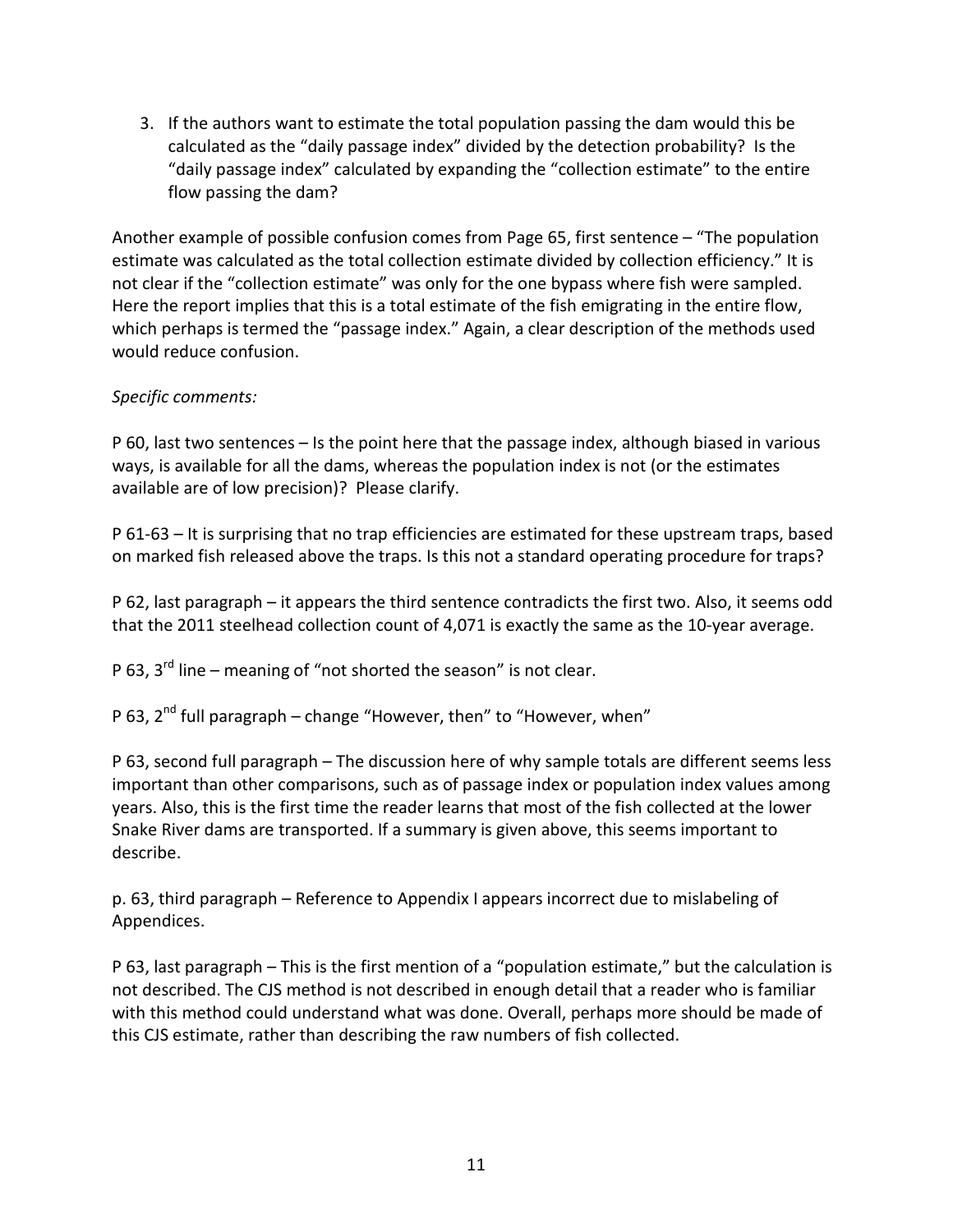3. If the authors want to estimate the total population passing the dam would this be calculated as the "daily passage index" divided by the detection probability? Is the "daily passage index" calculated by expanding the "collection estimate" to the entire flow passing the dam?

Another example of possible confusion comes from Page 65, first sentence – "The population estimate was calculated as the total collection estimate divided by collection efficiency." It is not clear if the "collection estimate" was only for the one bypass where fish were sampled. Here the report implies that this is a total estimate of the fish emigrating in the entire flow, which perhaps is termed the "passage index." Again, a clear description of the methods used would reduce confusion.

*Specific comments:*

P 60, last two sentences – Is the point here that the passage index, although biased in various ways, is available for all the dams, whereas the population index is not (or the estimates available are of low precision)? Please clarify.

P 61-63 – It is surprising that no trap efficiencies are estimated for these upstream traps, based on marked fish released above the traps. Is this not a standard operating procedure for traps?

P 62, last paragraph – it appears the third sentence contradicts the first two. Also, it seems odd that the 2011 steelhead collection count of 4,071 is exactly the same as the 10-year average.

P 63, 3rd line – meaning of "not shorted the season" is not clear.

P 63, 2nd full paragraph – change "However, then" to "However, when"

P 63, second full paragraph – The discussion here of why sample totals are different seems less important than other comparisons, such as of passage index or population index values among years. Also, this is the first time the reader learns that most of the fish collected at the lower Snake River dams are transported. If a summary is given above, this seems important to describe.

p. 63, third paragraph – Reference to Appendix I appears incorrect due to mislabeling of Appendices.

P 63, last paragraph – This is the first mention of a "population estimate," but the calculation is not described. The CJS method is not described in enough detail that a reader who is familiar with this method could understand what was done. Overall, perhaps more should be made of this CJS estimate, rather than describing the raw numbers of fish collected.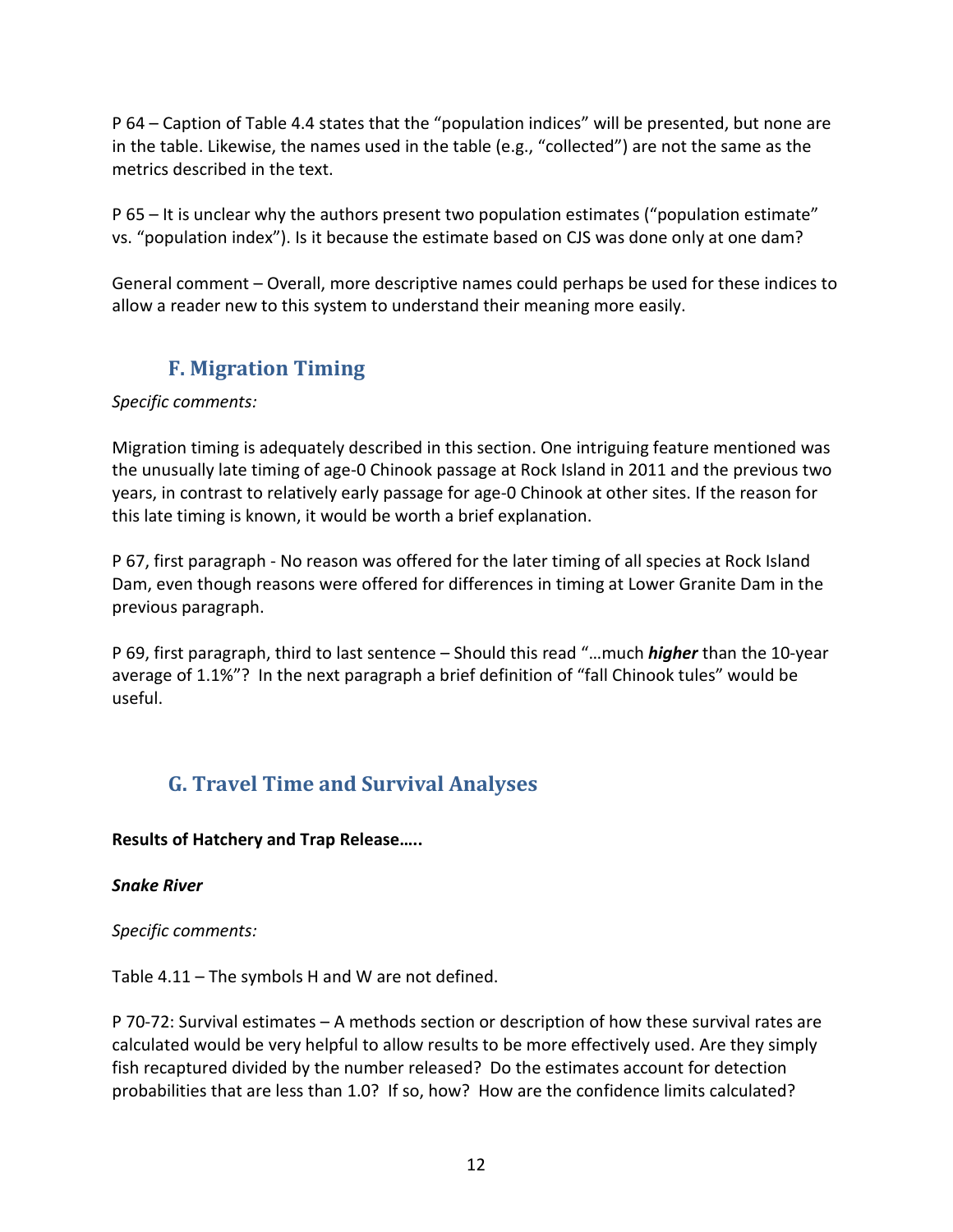P 64 – Caption of Table 4.4 states that the "population indices" will be presented, but none are in the table. Likewise, the names used in the table (e.g., "collected") are not the same as the metrics described in the text.

P 65 – It is unclear why the authors present two population estimates ("population estimate" vs. "population index"). Is it because the estimate based on CJS was done only at one dam?

General comment – Overall, more descriptive names could perhaps be used for these indices to allow a reader new to this system to understand their meaning more easily.

## F. Migration Timing

*Specific comments:*

Migration timing is adequately described in this section. One intriguing feature mentioned was the unusually late timing of age-0 Chinook passage at Rock Island in 2011 and the previous two years, in contrast to relatively early passage for age-0 Chinook at other sites. If the reason for this late timing is known, it would be worth a brief explanation.

P 67, first paragraph - No reason was offered for the later timing of all species at Rock Island Dam, even though reasons were offered for differences in timing at Lower Granite Dam in the previous paragraph.

P 69, first paragraph, third to last sentence – Should this read "…much ***higher*** than the 10-year average of 1.1%"? In the next paragraph a brief definition of "fall Chinook tules" would be useful.

## G. Travel Time and Survival Analyses

**Results of Hatchery and Trap Release…..**

***Snake River***

*Specific comments:*

Table 4.11 – The symbols H and W are not defined.

P 70-72: Survival estimates – A methods section or description of how these survival rates are calculated would be very helpful to allow results to be more effectively used. Are they simply fish recaptured divided by the number released? Do the estimates account for detection probabilities that are less than 1.0? If so, how? How are the confidence limits calculated?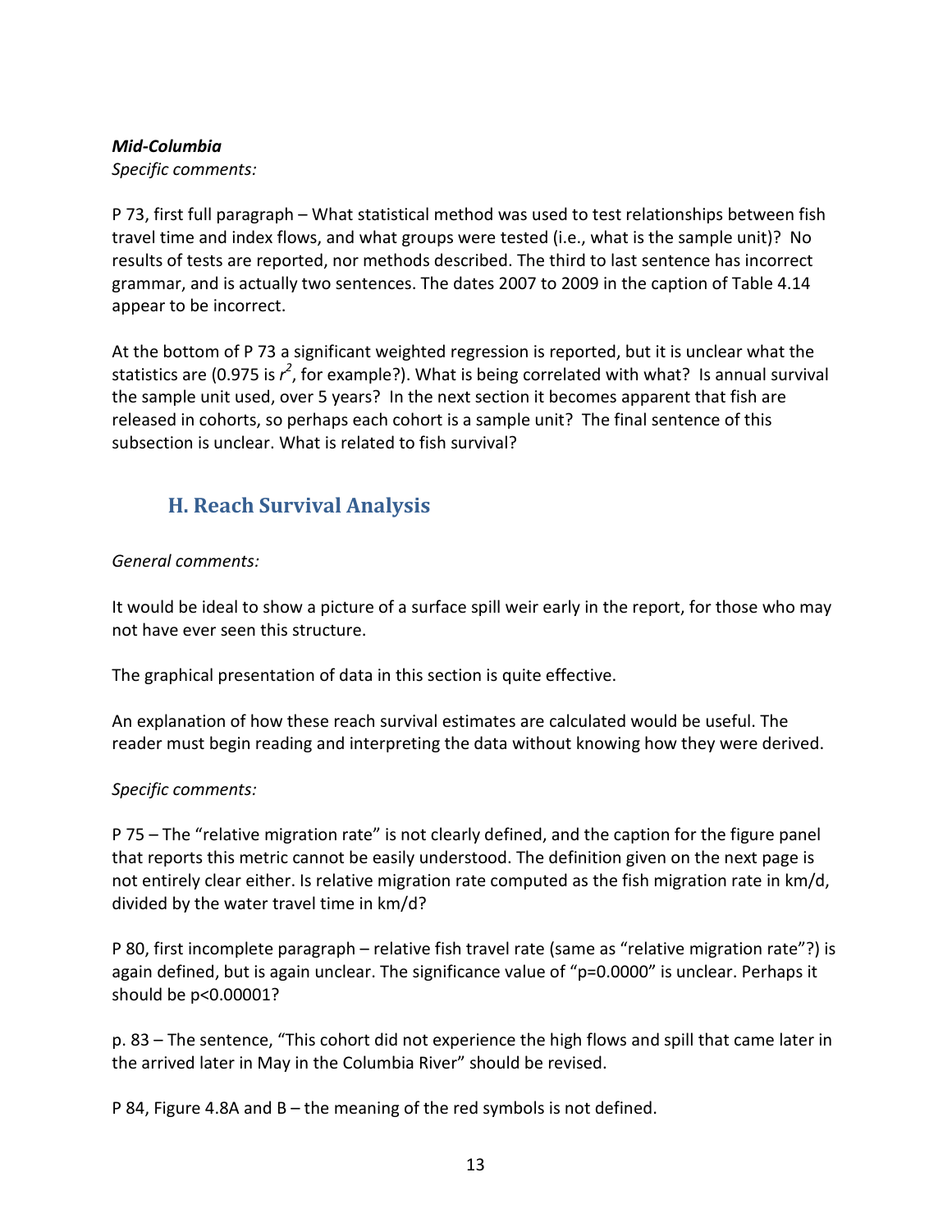***Mid-Columbia***

*Specific comments:*

P 73, first full paragraph – What statistical method was used to test relationships between fish travel time and index flows, and what groups were tested (i.e., what is the sample unit)? No results of tests are reported, nor methods described. The third to last sentence has incorrect grammar, and is actually two sentences. The dates 2007 to 2009 in the caption of Table 4.14 appear to be incorrect.

At the bottom of P 73 a significant weighted regression is reported, but it is unclear what the statistics are (0.975 is $r^2$, for example?). What is being correlated with what? Is annual survival the sample unit used, over 5 years? In the next section it becomes apparent that fish are released in cohorts, so perhaps each cohort is a sample unit? The final sentence of this subsection is unclear. What is related to fish survival?

## H. Reach Survival Analysis

*General comments:*

It would be ideal to show a picture of a surface spill weir early in the report, for those who may not have ever seen this structure.

The graphical presentation of data in this section is quite effective.

An explanation of how these reach survival estimates are calculated would be useful. The reader must begin reading and interpreting the data without knowing how they were derived.

*Specific comments:*

P 75 – The "relative migration rate" is not clearly defined, and the caption for the figure panel that reports this metric cannot be easily understood. The definition given on the next page is not entirely clear either. Is relative migration rate computed as the fish migration rate in km/d, divided by the water travel time in km/d?

P 80, first incomplete paragraph – relative fish travel rate (same as "relative migration rate"?) is again defined, but is again unclear. The significance value of "p=0.0000" is unclear. Perhaps it should be p<0.00001?

p. 83 – The sentence, "This cohort did not experience the high flows and spill that came later in the arrived later in May in the Columbia River" should be revised.

P 84, Figure 4.8A and B – the meaning of the red symbols is not defined.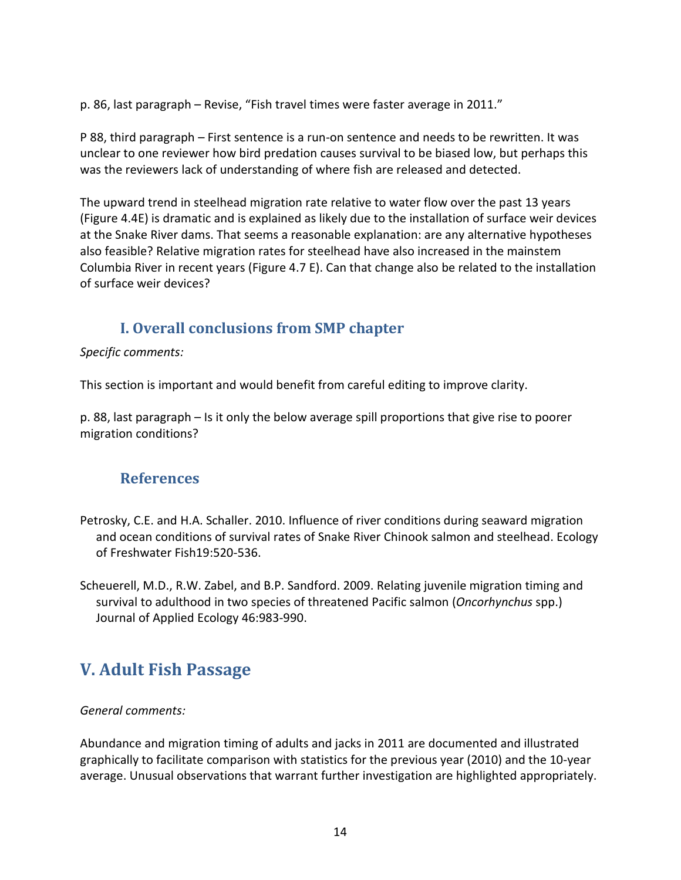p. 86, last paragraph – Revise, "Fish travel times were faster average in 2011."

P 88, third paragraph – First sentence is a run-on sentence and needs to be rewritten. It was unclear to one reviewer how bird predation causes survival to be biased low, but perhaps this was the reviewers lack of understanding of where fish are released and detected.

The upward trend in steelhead migration rate relative to water flow over the past 13 years (Figure 4.4E) is dramatic and is explained as likely due to the installation of surface weir devices at the Snake River dams. That seems a reasonable explanation: are any alternative hypotheses also feasible? Relative migration rates for steelhead have also increased in the mainstem Columbia River in recent years (Figure 4.7 E). Can that change also be related to the installation of surface weir devices?

### I. Overall conclusions from SMP chapter

*Specific comments:*

This section is important and would benefit from careful editing to improve clarity.

p. 88, last paragraph – Is it only the below average spill proportions that give rise to poorer migration conditions?

### References

Petrosky, C.E. and H.A. Schaller. 2010. Influence of river conditions during seaward migration and ocean conditions of survival rates of Snake River Chinook salmon and steelhead. Ecology of Freshwater Fish19:520-536.

Scheuerell, M.D., R.W. Zabel, and B.P. Sandford. 2009. Relating juvenile migration timing and survival to adulthood in two species of threatened Pacific salmon (*Oncorhynchus* spp.) Journal of Applied Ecology 46:983-990.

## V. Adult Fish Passage

*General comments:*

Abundance and migration timing of adults and jacks in 2011 are documented and illustrated graphically to facilitate comparison with statistics for the previous year (2010) and the 10-year average. Unusual observations that warrant further investigation are highlighted appropriately.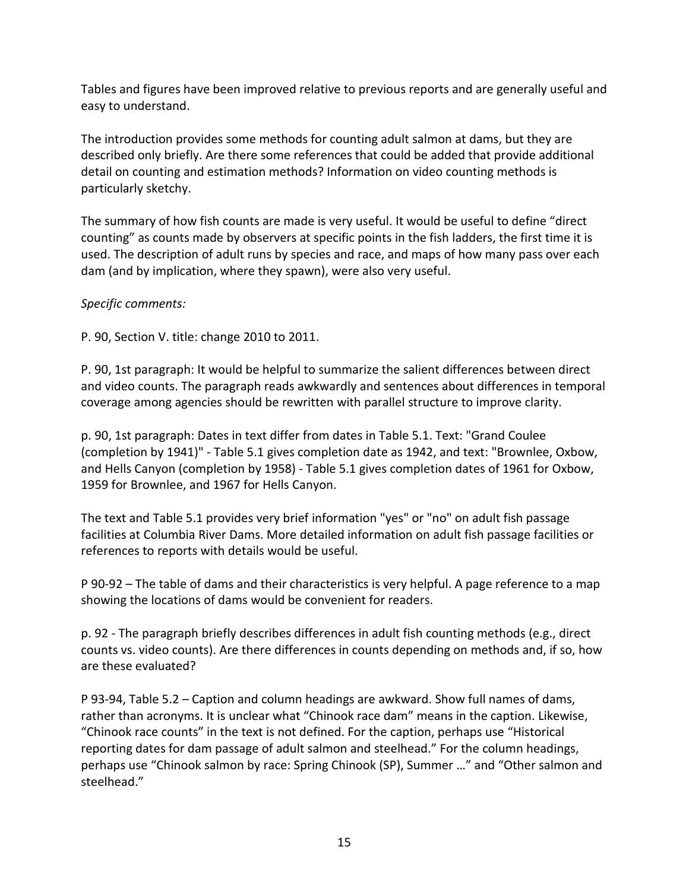Tables and figures have been improved relative to previous reports and are generally useful and easy to understand.

The introduction provides some methods for counting adult salmon at dams, but they are described only briefly. Are there some references that could be added that provide additional detail on counting and estimation methods? Information on video counting methods is particularly sketchy.

The summary of how fish counts are made is very useful. It would be useful to define "direct counting" as counts made by observers at specific points in the fish ladders, the first time it is used. The description of adult runs by species and race, and maps of how many pass over each dam (and by implication, where they spawn), were also very useful.

*Specific comments:*

P. 90, Section V. title: change 2010 to 2011.

P. 90, 1st paragraph: It would be helpful to summarize the salient differences between direct and video counts. The paragraph reads awkwardly and sentences about differences in temporal coverage among agencies should be rewritten with parallel structure to improve clarity.

p. 90, 1st paragraph: Dates in text differ from dates in Table 5.1. Text: "Grand Coulee (completion by 1941)" - Table 5.1 gives completion date as 1942, and text: "Brownlee, Oxbow, and Hells Canyon (completion by 1958) - Table 5.1 gives completion dates of 1961 for Oxbow, 1959 for Brownlee, and 1967 for Hells Canyon.

The text and Table 5.1 provides very brief information "yes" or "no" on adult fish passage facilities at Columbia River Dams. More detailed information on adult fish passage facilities or references to reports with details would be useful.

P 90-92 – The table of dams and their characteristics is very helpful. A page reference to a map showing the locations of dams would be convenient for readers.

p. 92 - The paragraph briefly describes differences in adult fish counting methods (e.g., direct counts vs. video counts). Are there differences in counts depending on methods and, if so, how are these evaluated?

P 93-94, Table 5.2 – Caption and column headings are awkward. Show full names of dams, rather than acronyms. It is unclear what "Chinook race dam" means in the caption. Likewise, "Chinook race counts" in the text is not defined. For the caption, perhaps use "Historical reporting dates for dam passage of adult salmon and steelhead." For the column headings, perhaps use "Chinook salmon by race: Spring Chinook (SP), Summer …" and "Other salmon and steelhead."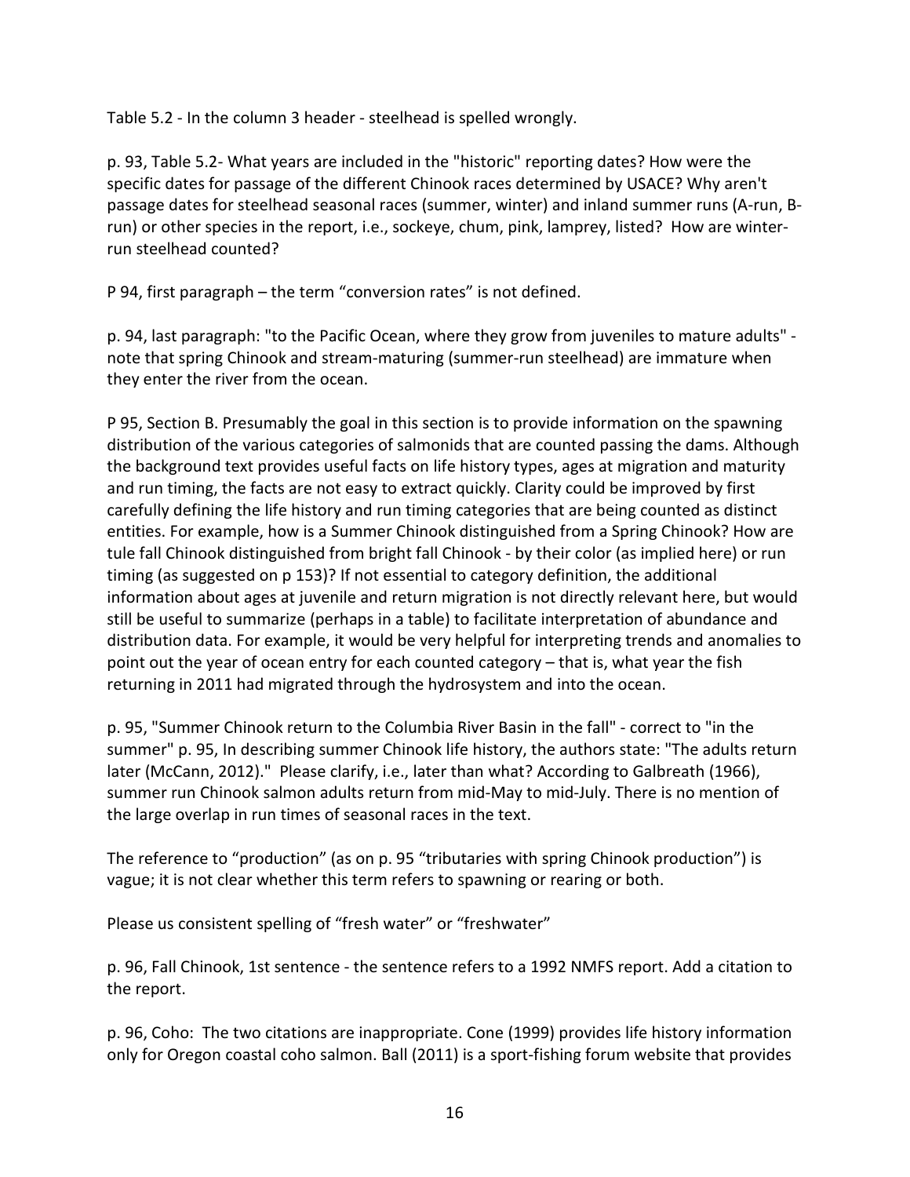Table 5.2 - In the column 3 header - steelhead is spelled wrongly.

p. 93, Table 5.2- What years are included in the "historic" reporting dates? How were the specific dates for passage of the different Chinook races determined by USACE? Why aren't passage dates for steelhead seasonal races (summer, winter) and inland summer runs (A-run, B-run) or other species in the report, i.e., sockeye, chum, pink, lamprey, listed? How are winter-run steelhead counted?

P 94, first paragraph – the term "conversion rates" is not defined.

p. 94, last paragraph: "to the Pacific Ocean, where they grow from juveniles to mature adults" - note that spring Chinook and stream-maturing (summer-run steelhead) are immature when they enter the river from the ocean.

P 95, Section B. Presumably the goal in this section is to provide information on the spawning distribution of the various categories of salmonids that are counted passing the dams. Although the background text provides useful facts on life history types, ages at migration and maturity and run timing, the facts are not easy to extract quickly. Clarity could be improved by first carefully defining the life history and run timing categories that are being counted as distinct entities. For example, how is a Summer Chinook distinguished from a Spring Chinook? How are tule fall Chinook distinguished from bright fall Chinook - by their color (as implied here) or run timing (as suggested on p 153)? If not essential to category definition, the additional information about ages at juvenile and return migration is not directly relevant here, but would still be useful to summarize (perhaps in a table) to facilitate interpretation of abundance and distribution data. For example, it would be very helpful for interpreting trends and anomalies to point out the year of ocean entry for each counted category – that is, what year the fish returning in 2011 had migrated through the hydrosystem and into the ocean.

p. 95, "Summer Chinook return to the Columbia River Basin in the fall" - correct to "in the summer" p. 95, In describing summer Chinook life history, the authors state: "The adults return later (McCann, 2012)." Please clarify, i.e., later than what? According to Galbreath (1966), summer run Chinook salmon adults return from mid-May to mid-July. There is no mention of the large overlap in run times of seasonal races in the text.

The reference to "production" (as on p. 95 "tributaries with spring Chinook production") is vague; it is not clear whether this term refers to spawning or rearing or both.

Please us consistent spelling of "fresh water" or "freshwater"

p. 96, Fall Chinook, 1st sentence - the sentence refers to a 1992 NMFS report. Add a citation to the report.

p. 96, Coho: The two citations are inappropriate. Cone (1999) provides life history information only for Oregon coastal coho salmon. Ball (2011) is a sport-fishing forum website that provides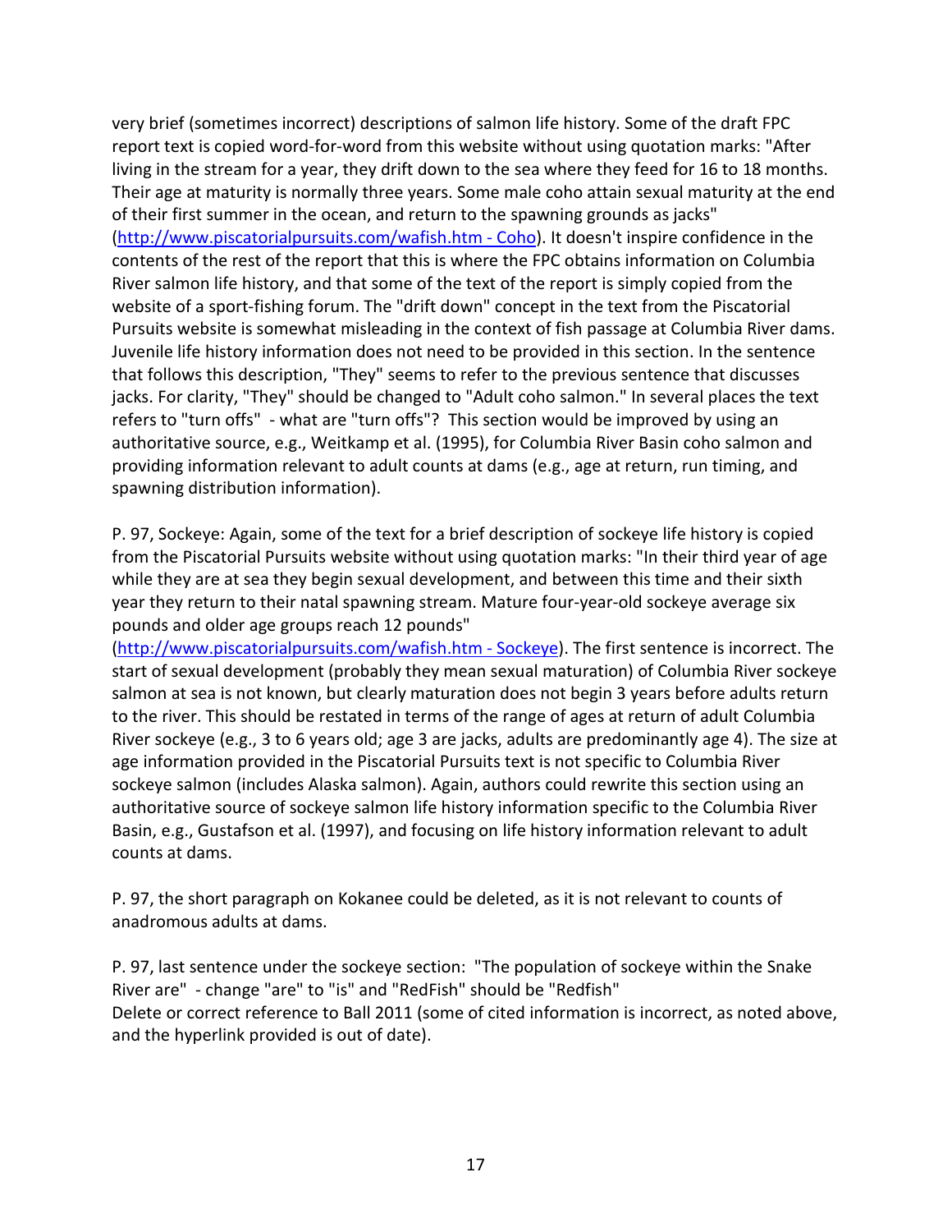very brief (sometimes incorrect) descriptions of salmon life history. Some of the draft FPC report text is copied word-for-word from this website without using quotation marks: "After living in the stream for a year, they drift down to the sea where they feed for 16 to 18 months. Their age at maturity is normally three years. Some male coho attain sexual maturity at the end of their first summer in the ocean, and return to the spawning grounds as jacks" (http://www.piscatorialpursuits.com/wafish.htm - Coho). It doesn't inspire confidence in the contents of the rest of the report that this is where the FPC obtains information on Columbia River salmon life history, and that some of the text of the report is simply copied from the website of a sport-fishing forum. The "drift down" concept in the text from the Piscatorial Pursuits website is somewhat misleading in the context of fish passage at Columbia River dams. Juvenile life history information does not need to be provided in this section. In the sentence that follows this description, "They" seems to refer to the previous sentence that discusses jacks. For clarity, "They" should be changed to "Adult coho salmon." In several places the text refers to "turn offs" - what are "turn offs"? This section would be improved by using an authoritative source, e.g., Weitkamp et al. (1995), for Columbia River Basin coho salmon and providing information relevant to adult counts at dams (e.g., age at return, run timing, and spawning distribution information).

P. 97, Sockeye: Again, some of the text for a brief description of sockeye life history is copied from the Piscatorial Pursuits website without using quotation marks: "In their third year of age while they are at sea they begin sexual development, and between this time and their sixth year they return to their natal spawning stream. Mature four-year-old sockeye average six pounds and older age groups reach 12 pounds" (http://www.piscatorialpursuits.com/wafish.htm - Sockeye). The first sentence is incorrect. The start of sexual development (probably they mean sexual maturation) of Columbia River sockeye salmon at sea is not known, but clearly maturation does not begin 3 years before adults return to the river. This should be restated in terms of the range of ages at return of adult Columbia River sockeye (e.g., 3 to 6 years old; age 3 are jacks, adults are predominantly age 4). The size at age information provided in the Piscatorial Pursuits text is not specific to Columbia River sockeye salmon (includes Alaska salmon). Again, authors could rewrite this section using an authoritative source of sockeye salmon life history information specific to the Columbia River Basin, e.g., Gustafson et al. (1997), and focusing on life history information relevant to adult counts at dams.

P. 97, the short paragraph on Kokanee could be deleted, as it is not relevant to counts of anadromous adults at dams.

P. 97, last sentence under the sockeye section: "The population of sockeye within the Snake River are" - change "are" to "is" and "RedFish" should be "Redfish"
Delete or correct reference to Ball 2011 (some of cited information is incorrect, as noted above, and the hyperlink provided is out of date).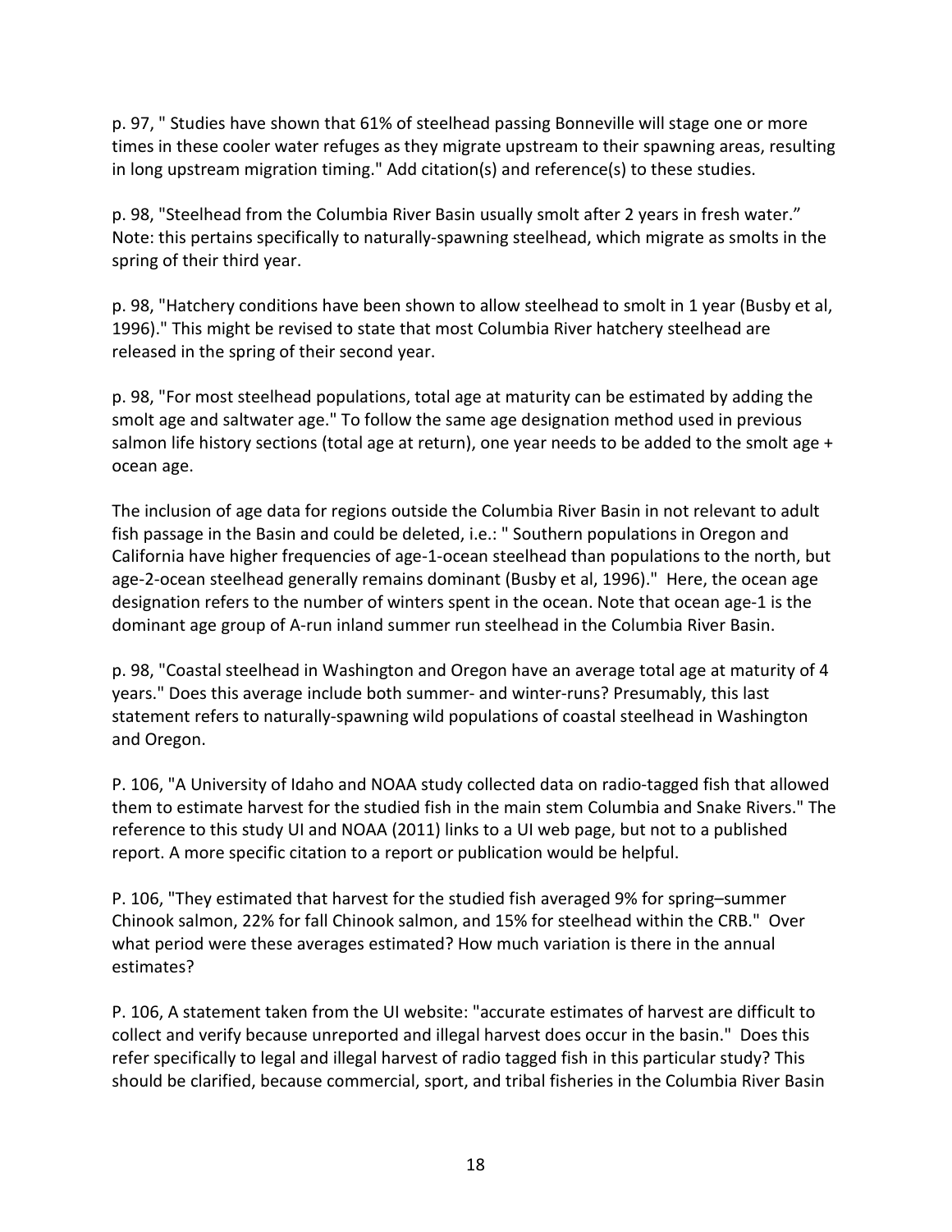p. 97, " Studies have shown that 61% of steelhead passing Bonneville will stage one or more times in these cooler water refuges as they migrate upstream to their spawning areas, resulting in long upstream migration timing." Add citation(s) and reference(s) to these studies.

p. 98, "Steelhead from the Columbia River Basin usually smolt after 2 years in fresh water." Note: this pertains specifically to naturally-spawning steelhead, which migrate as smolts in the spring of their third year.

p. 98, "Hatchery conditions have been shown to allow steelhead to smolt in 1 year (Busby et al, 1996)." This might be revised to state that most Columbia River hatchery steelhead are released in the spring of their second year.

p. 98, "For most steelhead populations, total age at maturity can be estimated by adding the smolt age and saltwater age." To follow the same age designation method used in previous salmon life history sections (total age at return), one year needs to be added to the smolt age + ocean age.

The inclusion of age data for regions outside the Columbia River Basin in not relevant to adult fish passage in the Basin and could be deleted, i.e.: " Southern populations in Oregon and California have higher frequencies of age-1-ocean steelhead than populations to the north, but age-2-ocean steelhead generally remains dominant (Busby et al, 1996)." Here, the ocean age designation refers to the number of winters spent in the ocean. Note that ocean age-1 is the dominant age group of A-run inland summer run steelhead in the Columbia River Basin.

p. 98, "Coastal steelhead in Washington and Oregon have an average total age at maturity of 4 years." Does this average include both summer- and winter-runs? Presumably, this last statement refers to naturally-spawning wild populations of coastal steelhead in Washington and Oregon.

P. 106, "A University of Idaho and NOAA study collected data on radio-tagged fish that allowed them to estimate harvest for the studied fish in the main stem Columbia and Snake Rivers." The reference to this study UI and NOAA (2011) links to a UI web page, but not to a published report. A more specific citation to a report or publication would be helpful.

P. 106, "They estimated that harvest for the studied fish averaged 9% for spring–summer Chinook salmon, 22% for fall Chinook salmon, and 15% for steelhead within the CRB." Over what period were these averages estimated? How much variation is there in the annual estimates?

P. 106, A statement taken from the UI website: "accurate estimates of harvest are difficult to collect and verify because unreported and illegal harvest does occur in the basin." Does this refer specifically to legal and illegal harvest of radio tagged fish in this particular study? This should be clarified, because commercial, sport, and tribal fisheries in the Columbia River Basin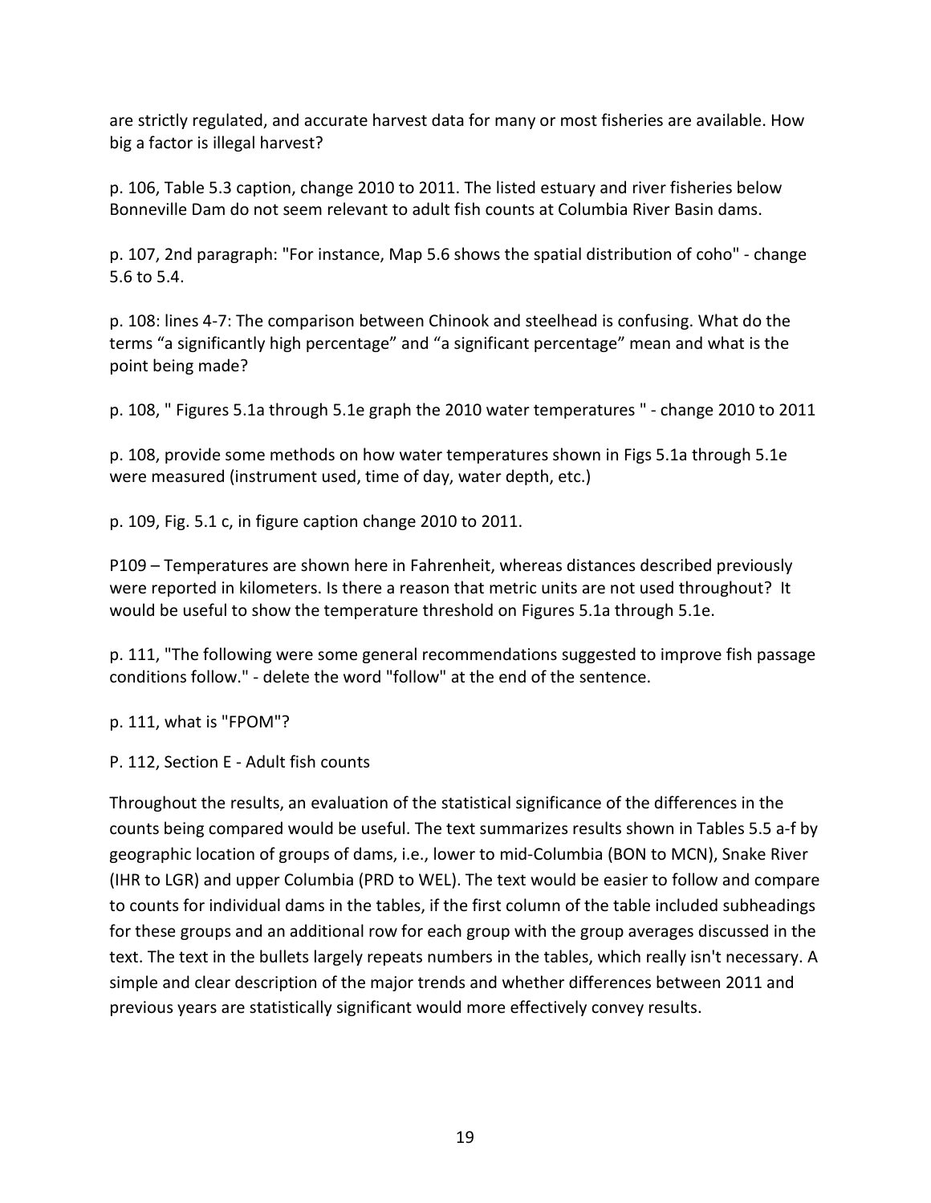are strictly regulated, and accurate harvest data for many or most fisheries are available. How big a factor is illegal harvest?

p. 106, Table 5.3 caption, change 2010 to 2011. The listed estuary and river fisheries below Bonneville Dam do not seem relevant to adult fish counts at Columbia River Basin dams.

p. 107, 2nd paragraph: "For instance, Map 5.6 shows the spatial distribution of coho" - change 5.6 to 5.4.

p. 108: lines 4-7: The comparison between Chinook and steelhead is confusing. What do the terms "a significantly high percentage" and "a significant percentage" mean and what is the point being made?

p. 108, " Figures 5.1a through 5.1e graph the 2010 water temperatures " - change 2010 to 2011

p. 108, provide some methods on how water temperatures shown in Figs 5.1a through 5.1e were measured (instrument used, time of day, water depth, etc.)

p. 109, Fig. 5.1 c, in figure caption change 2010 to 2011.

P109 – Temperatures are shown here in Fahrenheit, whereas distances described previously were reported in kilometers. Is there a reason that metric units are not used throughout? It would be useful to show the temperature threshold on Figures 5.1a through 5.1e.

p. 111, "The following were some general recommendations suggested to improve fish passage conditions follow." - delete the word "follow" at the end of the sentence.

p. 111, what is "FPOM"?

P. 112, Section E - Adult fish counts

Throughout the results, an evaluation of the statistical significance of the differences in the counts being compared would be useful. The text summarizes results shown in Tables 5.5 a-f by geographic location of groups of dams, i.e., lower to mid-Columbia (BON to MCN), Snake River (IHR to LGR) and upper Columbia (PRD to WEL). The text would be easier to follow and compare to counts for individual dams in the tables, if the first column of the table included subheadings for these groups and an additional row for each group with the group averages discussed in the text. The text in the bullets largely repeats numbers in the tables, which really isn't necessary. A simple and clear description of the major trends and whether differences between 2011 and previous years are statistically significant would more effectively convey results.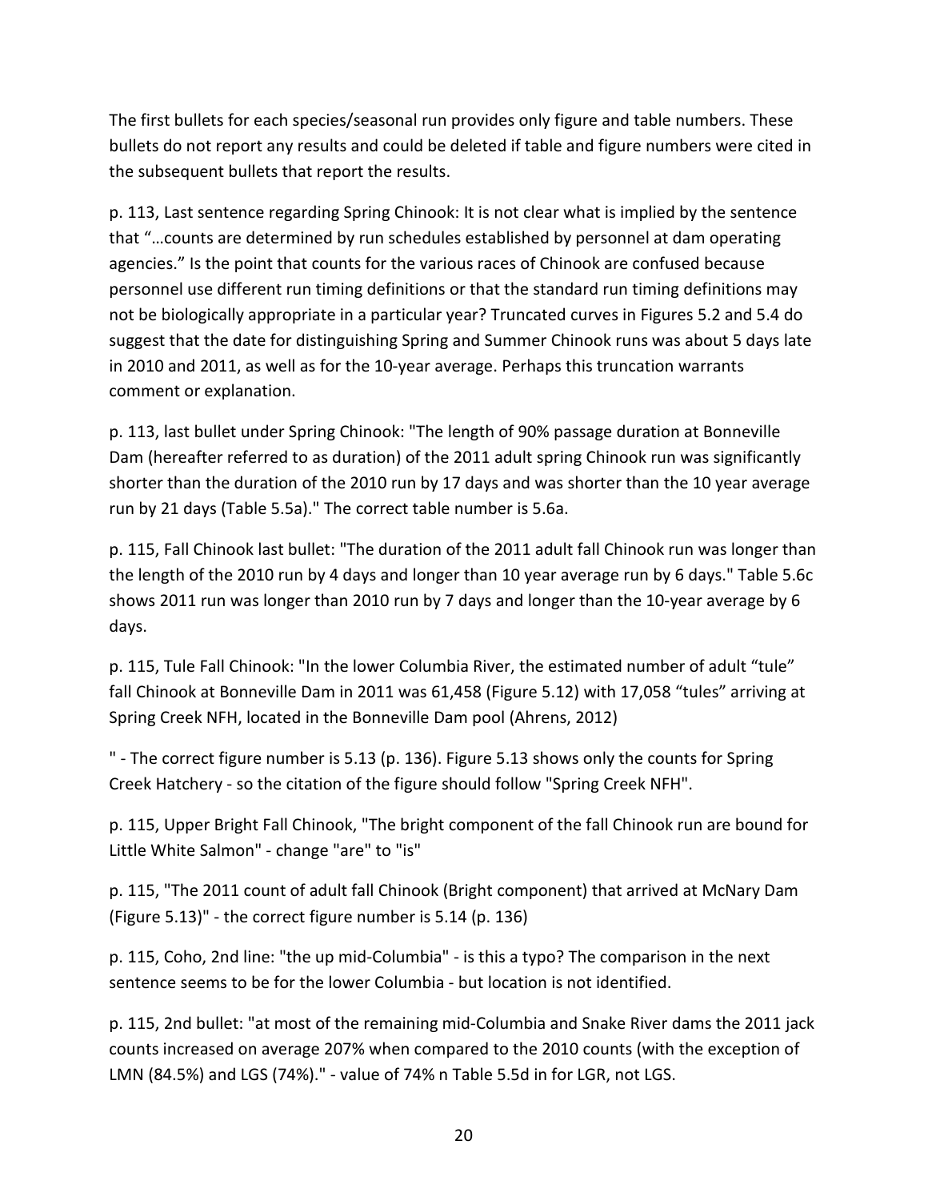The first bullets for each species/seasonal run provides only figure and table numbers. These bullets do not report any results and could be deleted if table and figure numbers were cited in the subsequent bullets that report the results.

p. 113, Last sentence regarding Spring Chinook: It is not clear what is implied by the sentence that "…counts are determined by run schedules established by personnel at dam operating agencies." Is the point that counts for the various races of Chinook are confused because personnel use different run timing definitions or that the standard run timing definitions may not be biologically appropriate in a particular year? Truncated curves in Figures 5.2 and 5.4 do suggest that the date for distinguishing Spring and Summer Chinook runs was about 5 days late in 2010 and 2011, as well as for the 10-year average. Perhaps this truncation warrants comment or explanation.

p. 113, last bullet under Spring Chinook: "The length of 90% passage duration at Bonneville Dam (hereafter referred to as duration) of the 2011 adult spring Chinook run was significantly shorter than the duration of the 2010 run by 17 days and was shorter than the 10 year average run by 21 days (Table 5.5a)." The correct table number is 5.6a.

p. 115, Fall Chinook last bullet: "The duration of the 2011 adult fall Chinook run was longer than the length of the 2010 run by 4 days and longer than 10 year average run by 6 days." Table 5.6c shows 2011 run was longer than 2010 run by 7 days and longer than the 10-year average by 6 days.

p. 115, Tule Fall Chinook: "In the lower Columbia River, the estimated number of adult "tule" fall Chinook at Bonneville Dam in 2011 was 61,458 (Figure 5.12) with 17,058 "tules" arriving at Spring Creek NFH, located in the Bonneville Dam pool (Ahrens, 2012)

" - The correct figure number is 5.13 (p. 136). Figure 5.13 shows only the counts for Spring Creek Hatchery - so the citation of the figure should follow "Spring Creek NFH".

p. 115, Upper Bright Fall Chinook, "The bright component of the fall Chinook run are bound for Little White Salmon" - change "are" to "is"

p. 115, "The 2011 count of adult fall Chinook (Bright component) that arrived at McNary Dam (Figure 5.13)" - the correct figure number is 5.14 (p. 136)

p. 115, Coho, 2nd line: "the up mid-Columbia" - is this a typo? The comparison in the next sentence seems to be for the lower Columbia - but location is not identified.

p. 115, 2nd bullet: "at most of the remaining mid-Columbia and Snake River dams the 2011 jack counts increased on average 207% when compared to the 2010 counts (with the exception of LMN (84.5%) and LGS (74%)." - value of 74% n Table 5.5d in for LGR, not LGS.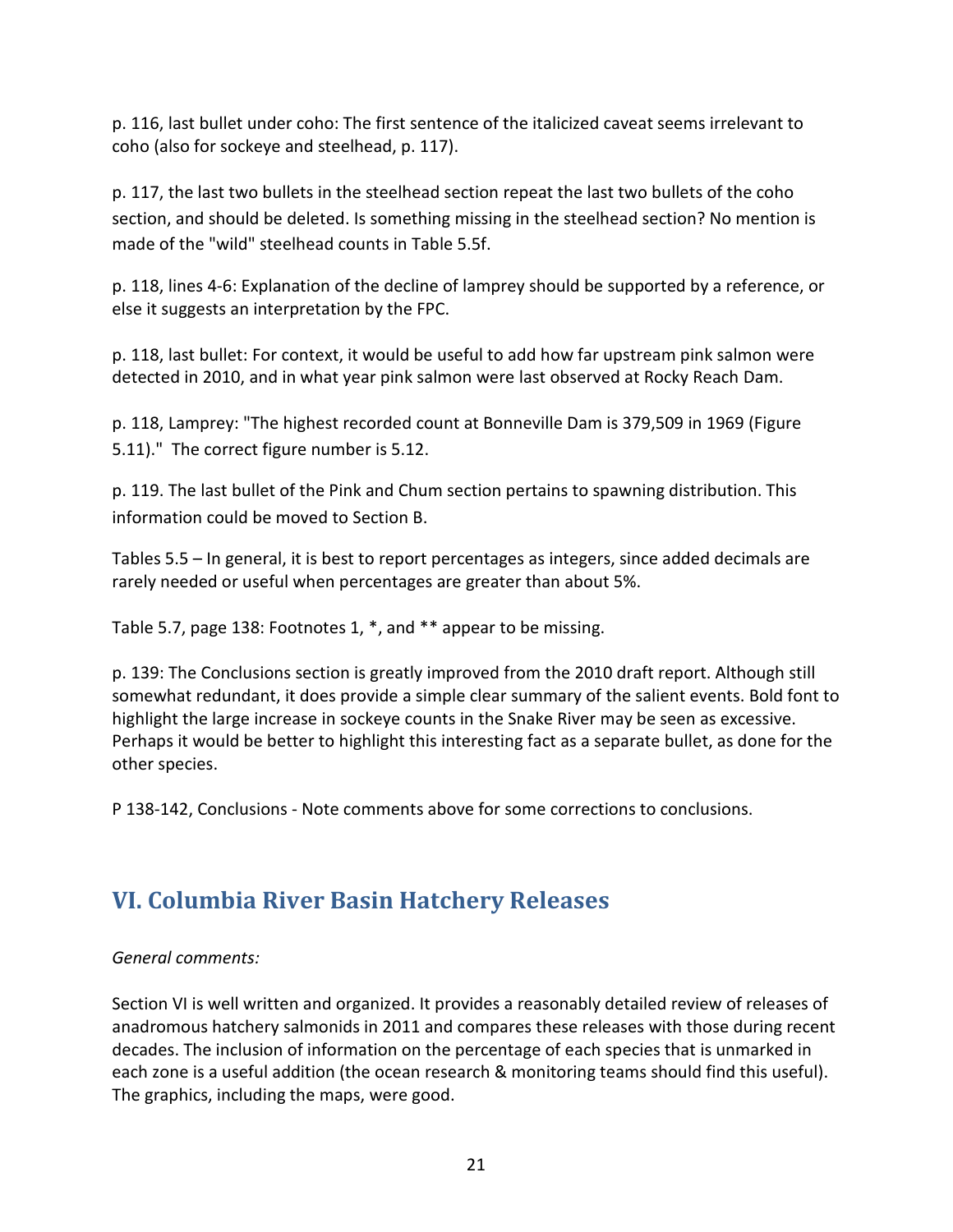p. 116, last bullet under coho: The first sentence of the italicized caveat seems irrelevant to coho (also for sockeye and steelhead, p. 117).

p. 117, the last two bullets in the steelhead section repeat the last two bullets of the coho section, and should be deleted. Is something missing in the steelhead section? No mention is made of the "wild" steelhead counts in Table 5.5f.

p. 118, lines 4-6: Explanation of the decline of lamprey should be supported by a reference, or else it suggests an interpretation by the FPC.

p. 118, last bullet: For context, it would be useful to add how far upstream pink salmon were detected in 2010, and in what year pink salmon were last observed at Rocky Reach Dam.

p. 118, Lamprey: "The highest recorded count at Bonneville Dam is 379,509 in 1969 (Figure 5.11)." The correct figure number is 5.12.

p. 119. The last bullet of the Pink and Chum section pertains to spawning distribution. This information could be moved to Section B.

Tables 5.5 – In general, it is best to report percentages as integers, since added decimals are rarely needed or useful when percentages are greater than about 5%.

Table 5.7, page 138: Footnotes 1, *, and ** appear to be missing.

p. 139: The Conclusions section is greatly improved from the 2010 draft report. Although still somewhat redundant, it does provide a simple clear summary of the salient events. Bold font to highlight the large increase in sockeye counts in the Snake River may be seen as excessive. Perhaps it would be better to highlight this interesting fact as a separate bullet, as done for the other species.

P 138-142, Conclusions - Note comments above for some corrections to conclusions.

## VI. Columbia River Basin Hatchery Releases

*General comments:*

Section VI is well written and organized. It provides a reasonably detailed review of releases of anadromous hatchery salmonids in 2011 and compares these releases with those during recent decades. The inclusion of information on the percentage of each species that is unmarked in each zone is a useful addition (the ocean research & monitoring teams should find this useful). The graphics, including the maps, were good.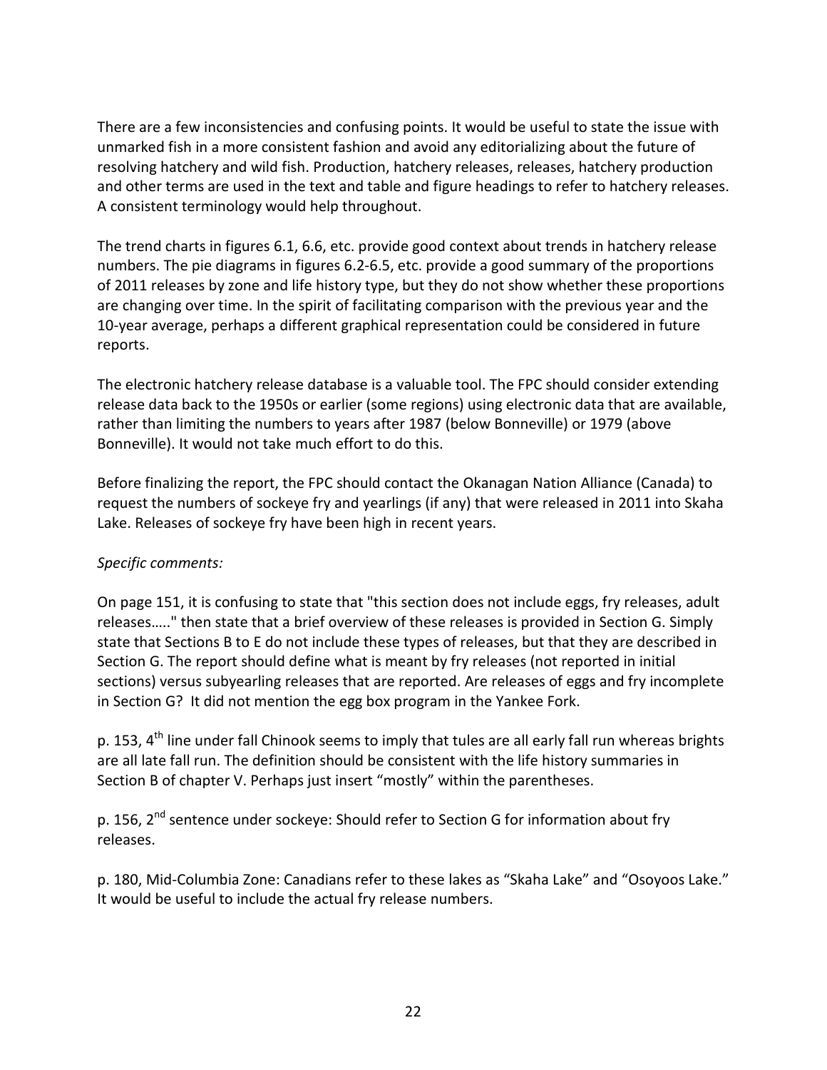There are a few inconsistencies and confusing points. It would be useful to state the issue with unmarked fish in a more consistent fashion and avoid any editorializing about the future of resolving hatchery and wild fish. Production, hatchery releases, releases, hatchery production and other terms are used in the text and table and figure headings to refer to hatchery releases. A consistent terminology would help throughout.

The trend charts in figures 6.1, 6.6, etc. provide good context about trends in hatchery release numbers. The pie diagrams in figures 6.2-6.5, etc. provide a good summary of the proportions of 2011 releases by zone and life history type, but they do not show whether these proportions are changing over time. In the spirit of facilitating comparison with the previous year and the 10-year average, perhaps a different graphical representation could be considered in future reports.

The electronic hatchery release database is a valuable tool. The FPC should consider extending release data back to the 1950s or earlier (some regions) using electronic data that are available, rather than limiting the numbers to years after 1987 (below Bonneville) or 1979 (above Bonneville). It would not take much effort to do this.

Before finalizing the report, the FPC should contact the Okanagan Nation Alliance (Canada) to request the numbers of sockeye fry and yearlings (if any) that were released in 2011 into Skaha Lake. Releases of sockeye fry have been high in recent years.

*Specific comments:*

On page 151, it is confusing to state that "this section does not include eggs, fry releases, adult releases….." then state that a brief overview of these releases is provided in Section G. Simply state that Sections B to E do not include these types of releases, but that they are described in Section G. The report should define what is meant by fry releases (not reported in initial sections) versus subyearling releases that are reported. Are releases of eggs and fry incomplete in Section G? It did not mention the egg box program in the Yankee Fork.

p. 153, 4th line under fall Chinook seems to imply that tules are all early fall run whereas brights are all late fall run. The definition should be consistent with the life history summaries in Section B of chapter V. Perhaps just insert "mostly" within the parentheses.

p. 156, 2nd sentence under sockeye: Should refer to Section G for information about fry releases.

p. 180, Mid-Columbia Zone: Canadians refer to these lakes as "Skaha Lake" and "Osoyoos Lake." It would be useful to include the actual fry release numbers.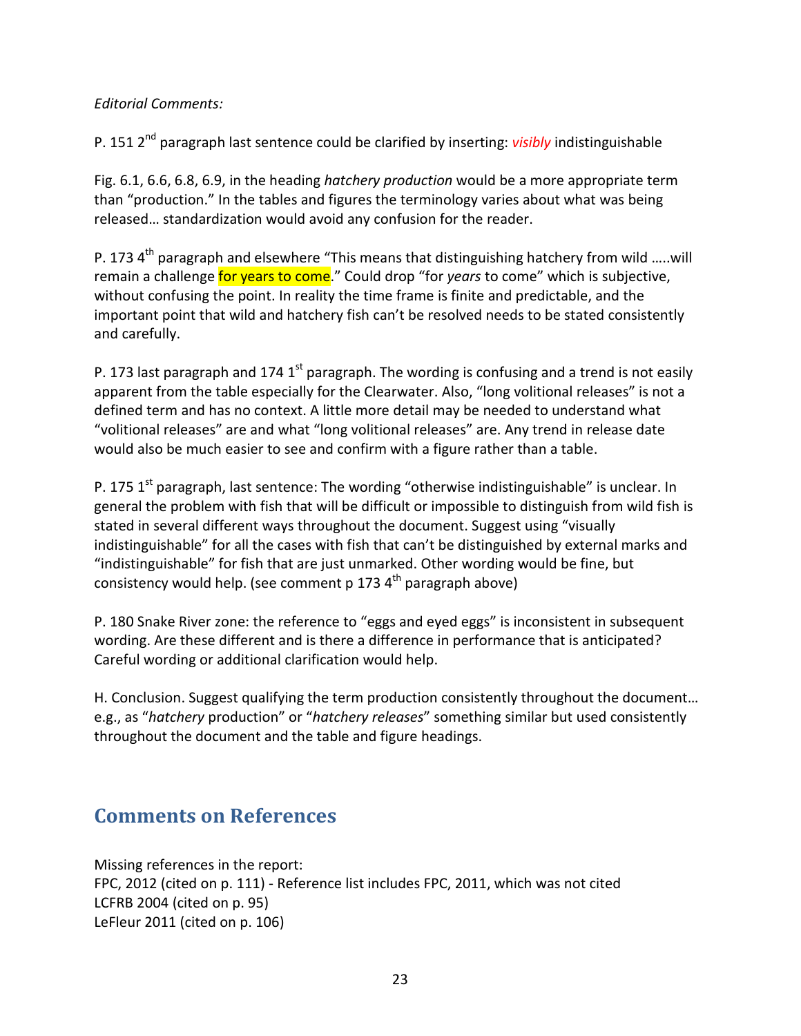*Editorial Comments:*

P. 151 2nd paragraph last sentence could be clarified by inserting: *visibly* indistinguishable

Fig. 6.1, 6.6, 6.8, 6.9, in the heading *hatchery production* would be a more appropriate term than "production." In the tables and figures the terminology varies about what was being released… standardization would avoid any confusion for the reader.

P. 173 4th paragraph and elsewhere "This means that distinguishing hatchery from wild …..will remain a challenge for years to come." Could drop "for *years* to come" which is subjective, without confusing the point. In reality the time frame is finite and predictable, and the important point that wild and hatchery fish can't be resolved needs to be stated consistently and carefully.

P. 173 last paragraph and 174 1st paragraph. The wording is confusing and a trend is not easily apparent from the table especially for the Clearwater. Also, "long volitional releases" is not a defined term and has no context. A little more detail may be needed to understand what "volitional releases" are and what "long volitional releases" are. Any trend in release date would also be much easier to see and confirm with a figure rather than a table.

P. 175 1st paragraph, last sentence: The wording "otherwise indistinguishable" is unclear. In general the problem with fish that will be difficult or impossible to distinguish from wild fish is stated in several different ways throughout the document. Suggest using "visually indistinguishable" for all the cases with fish that can't be distinguished by external marks and "indistinguishable" for fish that are just unmarked. Other wording would be fine, but consistency would help. (see comment p 173 4th paragraph above)

P. 180 Snake River zone: the reference to "eggs and eyed eggs" is inconsistent in subsequent wording. Are these different and is there a difference in performance that is anticipated? Careful wording or additional clarification would help.

H. Conclusion. Suggest qualifying the term production consistently throughout the document… e.g., as "*hatchery* production" or "*hatchery releases*" something similar but used consistently throughout the document and the table and figure headings.

## Comments on References

Missing references in the report:
FPC, 2012 (cited on p. 111) - Reference list includes FPC, 2011, which was not cited
LCFRB 2004 (cited on p. 95)
LeFleur 2011 (cited on p. 106)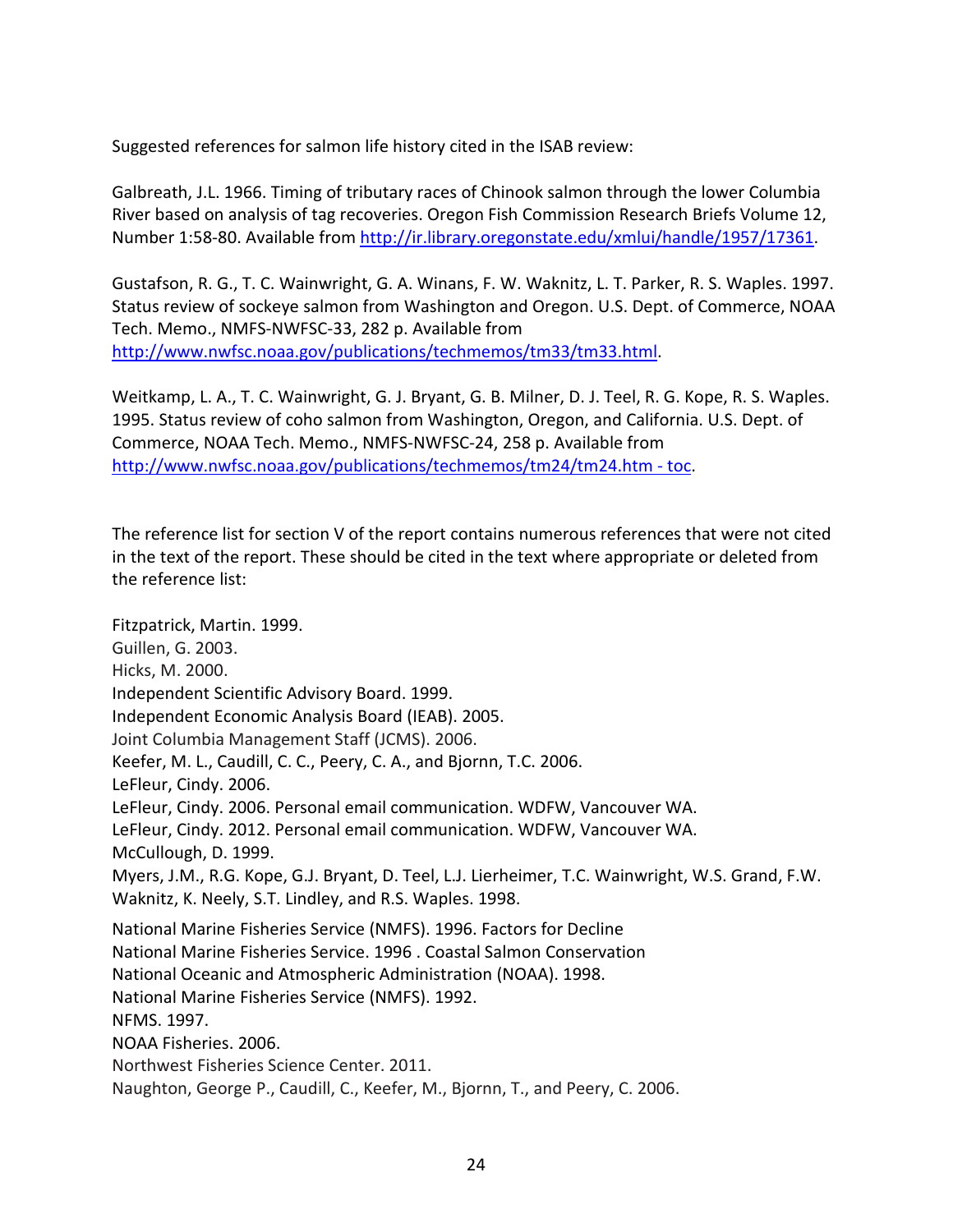Suggested references for salmon life history cited in the ISAB review:

Galbreath, J.L. 1966. Timing of tributary races of Chinook salmon through the lower Columbia River based on analysis of tag recoveries. Oregon Fish Commission Research Briefs Volume 12, Number 1:58-80. Available from http://ir.library.oregonstate.edu/xmlui/handle/1957/17361.

Gustafson, R. G., T. C. Wainwright, G. A. Winans, F. W. Waknitz, L. T. Parker, R. S. Waples. 1997. Status review of sockeye salmon from Washington and Oregon. U.S. Dept. of Commerce, NOAA Tech. Memo., NMFS-NWFSC-33, 282 p. Available from http://www.nwfsc.noaa.gov/publications/techmemos/tm33/tm33.html.

Weitkamp, L. A., T. C. Wainwright, G. J. Bryant, G. B. Milner, D. J. Teel, R. G. Kope, R. S. Waples. 1995. Status review of coho salmon from Washington, Oregon, and California. U.S. Dept. of Commerce, NOAA Tech. Memo., NMFS-NWFSC-24, 258 p. Available from http://www.nwfsc.noaa.gov/publications/techmemos/tm24/tm24.htm - toc.

The reference list for section V of the report contains numerous references that were not cited in the text of the report. These should be cited in the text where appropriate or deleted from the reference list:

Fitzpatrick, Martin. 1999.
Guillen, G. 2003.
Hicks, M. 2000.
Independent Scientific Advisory Board. 1999.
Independent Economic Analysis Board (IEAB). 2005.
Joint Columbia Management Staff (JCMS). 2006.
Keefer, M. L., Caudill, C. C., Peery, C. A., and Bjornn, T.C. 2006.
LeFleur, Cindy. 2006.
LeFleur, Cindy. 2006. Personal email communication. WDFW, Vancouver WA.
LeFleur, Cindy. 2012. Personal email communication. WDFW, Vancouver WA.
McCullough, D. 1999.
Myers, J.M., R.G. Kope, G.J. Bryant, D. Teel, L.J. Lierheimer, T.C. Wainwright, W.S. Grand, F.W. Waknitz, K. Neely, S.T. Lindley, and R.S. Waples. 1998.
National Marine Fisheries Service (NMFS). 1996. Factors for Decline
National Marine Fisheries Service. 1996 . Coastal Salmon Conservation
National Oceanic and Atmospheric Administration (NOAA). 1998.
National Marine Fisheries Service (NMFS). 1992.
NFMS. 1997.
NOAA Fisheries. 2006.
Northwest Fisheries Science Center. 2011.
Naughton, George P., Caudill, C., Keefer, M., Bjornn, T., and Peery, C. 2006.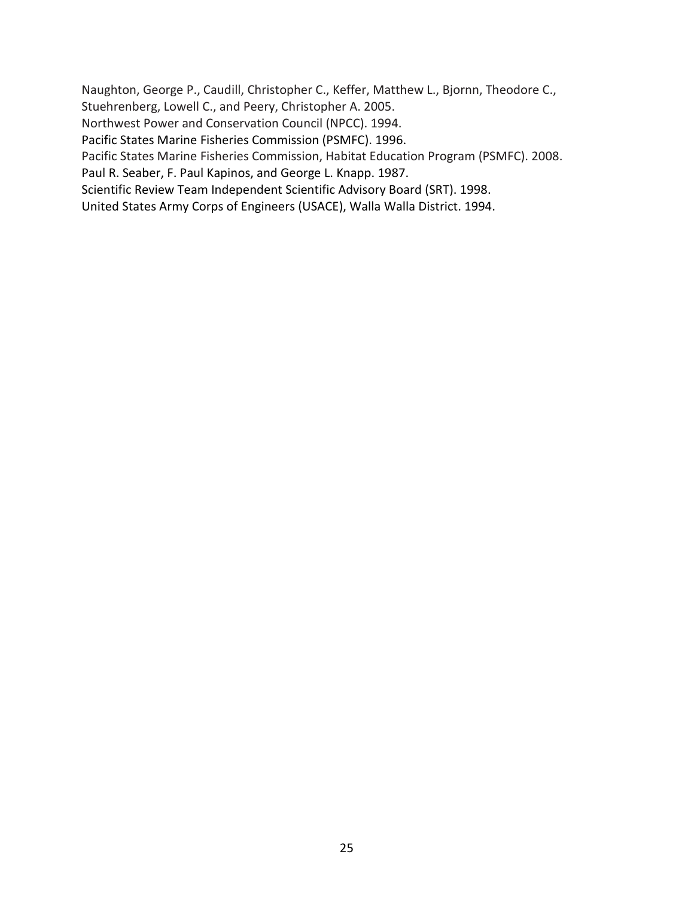Naughton, George P., Caudill, Christopher C., Keffer, Matthew L., Bjornn, Theodore C., Stuehrenberg, Lowell C., and Peery, Christopher A. 2005.

Northwest Power and Conservation Council (NPCC). 1994.

Pacific States Marine Fisheries Commission (PSMFC). 1996.

Pacific States Marine Fisheries Commission, Habitat Education Program (PSMFC). 2008.

Paul R. Seaber, F. Paul Kapinos, and George L. Knapp. 1987.

Scientific Review Team Independent Scientific Advisory Board (SRT). 1998.

United States Army Corps of Engineers (USACE), Walla Walla District. 1994.